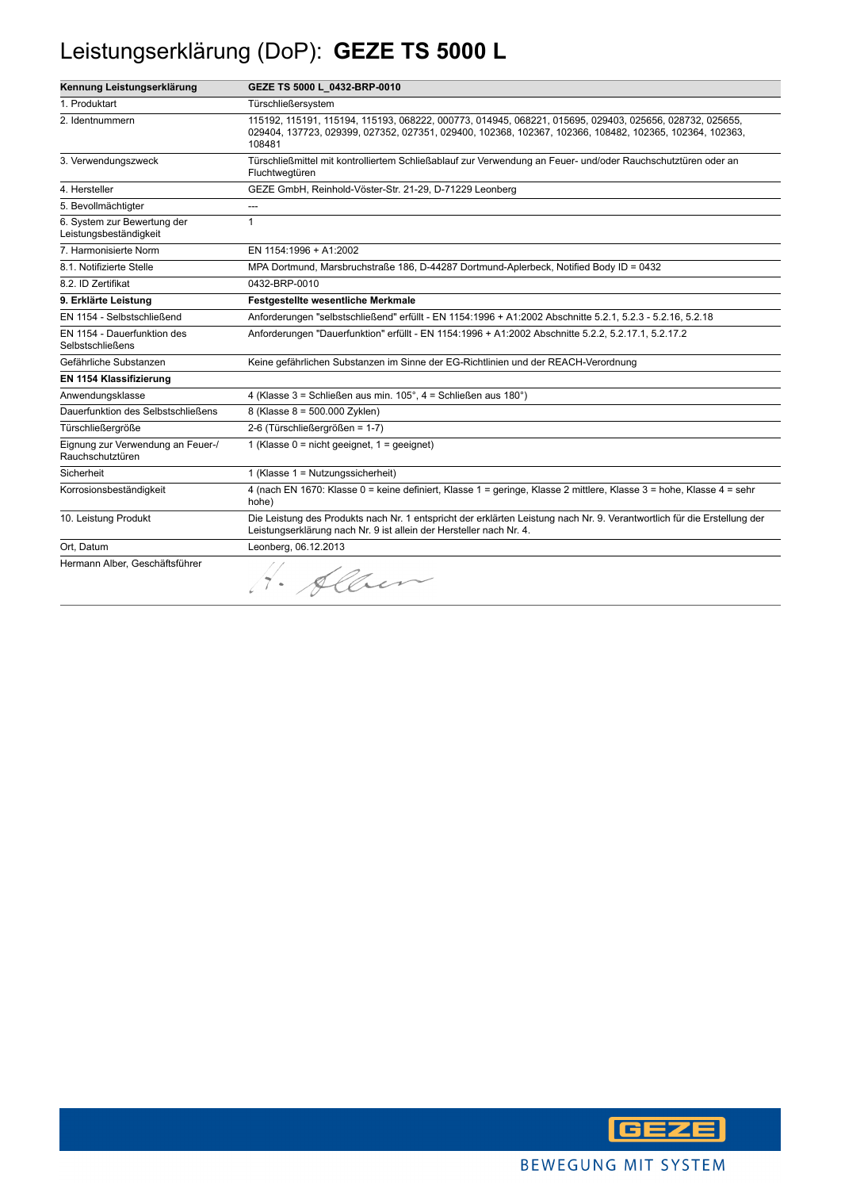# Leistungserklärung (DoP): **GEZE TS 5000 L**

| **Kennung Leistungserklärung** | **GEZE TS 5000 L_0432-BRP-0010** |
|---|---|
| 1. Produktart | Türschließersystem |
| 2. Identnummern | 115192, 115191, 115194, 115193, 068222, 000773, 014945, 068221, 015695, 029403, 025656, 028732, 025655, 029404, 137723, 029399, 027352, 027351, 029400, 102368, 102367, 102366, 108482, 102365, 102364, 102363, 108481 |
| 3. Verwendungszweck | Türschließmittel mit kontrolliertem Schließablauf zur Verwendung an Feuer- und/oder Rauchschutztüren oder an Fluchtwegtüren |
| 4. Hersteller | GEZE GmbH, Reinhold-Vöster-Str. 21-29, D-71229 Leonberg |
| 5. Bevollmächtigter | --- |
| 6. System zur Bewertung der Leistungsbeständigkeit | 1 |
| 7. Harmonisierte Norm | EN 1154:1996 + A1:2002 |
| 8.1. Notifizierte Stelle | MPA Dortmund, Marsbruchstraße 186, D-44287 Dortmund-Aplerbeck, Notified Body ID = 0432 |
| 8.2. ID Zertifikat | 0432-BRP-0010 |
| **9. Erklärte Leistung** | **Festgestellte wesentliche Merkmale** |
| EN 1154 - Selbstschließend | Anforderungen "selbstschließend" erfüllt - EN 1154:1996 + A1:2002 Abschnitte 5.2.1, 5.2.3 - 5.2.16, 5.2.18 |
| EN 1154 - Dauerfunktion des Selbstschließens | Anforderungen "Dauerfunktion" erfüllt - EN 1154:1996 + A1:2002 Abschnitte 5.2.2, 5.2.17.1, 5.2.17.2 |
| Gefährliche Substanzen | Keine gefährlichen Substanzen im Sinne der EG-Richtlinien und der REACH-Verordnung |
| **EN 1154 Klassifizierung** | |
| Anwendungsklasse | 4 (Klasse 3 = Schließen aus min. 105°, 4 = Schließen aus 180°) |
| Dauerfunktion des Selbstschließens | 8 (Klasse 8 = 500.000 Zyklen) |
| Türschließergröße | 2-6 (Türschließergrößen = 1-7) |
| Eignung zur Verwendung an Feuer-/ Rauchschutztüren | 1 (Klasse 0 = nicht geeignet, 1 = geeignet) |
| Sicherheit | 1 (Klasse 1 = Nutzungssicherheit) |
| Korrosionsbeständigkeit | 4 (nach EN 1670: Klasse 0 = keine definiert, Klasse 1 = geringe, Klasse 2 mittlere, Klasse 3 = hohe, Klasse 4 = sehr hohe) |
| 10. Leistung Produkt | Die Leistung des Produkts nach Nr. 1 entspricht der erklärten Leistung nach Nr. 9. Verantwortlich für die Erstellung der Leistungserklärung nach Nr. 9 ist allein der Hersteller nach Nr. 4. |
| Ort, Datum | Leonberg, 06.12.2013 |
| Hermann Alber, Geschäftsführer | H. Alber |

GEZE

BEWEGUNG MIT SYSTEM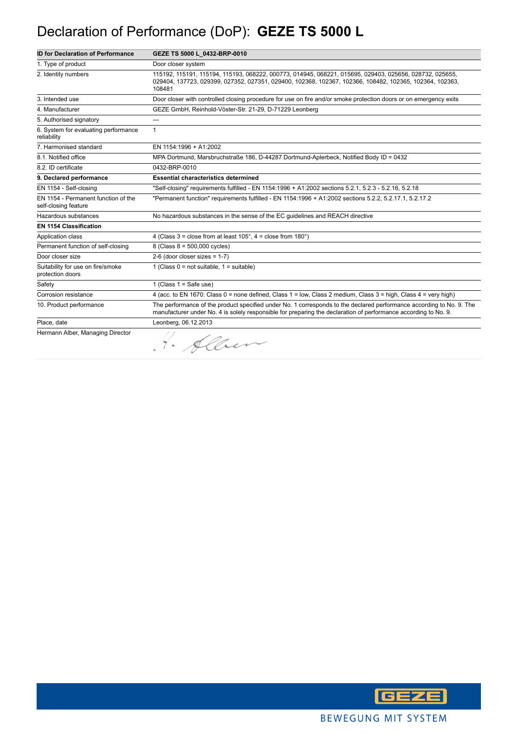# Declaration of Performance (DoP): **GEZE TS 5000 L**

| ID for Declaration of Performance | GEZE TS 5000 L_0432-BRP-0010 |
|---|---|
| 1. Type of product | Door closer system |
| 2. Identity numbers | 115192, 115191, 115194, 115193, 068222, 000773, 014945, 068221, 015695, 029403, 025656, 028732, 025655, 029404, 137723, 029399, 027352, 027351, 029400, 102368, 102367, 102366, 108482, 102365, 102364, 102363, 108481 |
| 3. Intended use | Door closer with controlled closing procedure for use on fire and/or smoke protection doors or on emergency exits |
| 4. Manufacturer | GEZE GmbH, Reinhold-Vöster-Str. 21-29, D-71229 Leonberg |
| 5. Authorised signatory | --- |
| 6. System for evaluating performance reliability | 1 |
| 7. Harmonised standard | EN 1154:1996 + A1:2002 |
| 8.1. Notified office | MPA Dortmund, Marsbruchstraße 186, D-44287 Dortmund-Aplerbeck, Notified Body ID = 0432 |
| 8.2. ID certificate | 0432-BRP-0010 |
| **9. Declared performance** | **Essential characteristics determined** |
| EN 1154 - Self-closing | "Self-closing" requirements fulfilled - EN 1154:1996 + A1:2002 sections 5.2.1, 5.2.3 - 5.2.16, 5.2.18 |
| EN 1154 - Permanent function of the self-closing feature | "Permanent function" requirements fulfilled - EN 1154:1996 + A1:2002 sections 5.2.2, 5.2.17.1, 5.2.17.2 |
| Hazardous substances | No hazardous substances in the sense of the EC guidelines and REACH directive |
| **EN 1154 Classification** | |
| Application class | 4 (Class 3 = close from at least 105°, 4 = close from 180°) |
| Permanent function of self-closing | 8 (Class 8 = 500,000 cycles) |
| Door closer size | 2-6 (door closer sizes = 1-7) |
| Suitability for use on fire/smoke protection doors | 1 (Class 0 = not suitable, 1 = suitable) |
| Safety | 1 (Class 1 = Safe use) |
| Corrosion resistance | 4 (acc. to EN 1670: Class 0 = none defined, Class 1 = low, Class 2 medium, Class 3 = high, Class 4 = very high) |
| 10. Product performance | The performance of the product specified under No. 1 corresponds to the declared performance according to No. 9. The manufacturer under No. 4 is solely responsible for preparing the declaration of performance according to No. 9. |
| Place, date | Leonberg, 06.12.2013 |
| Hermann Alber, Managing Director | H. Alber |

GEZE

BEWEGUNG MIT SYSTEM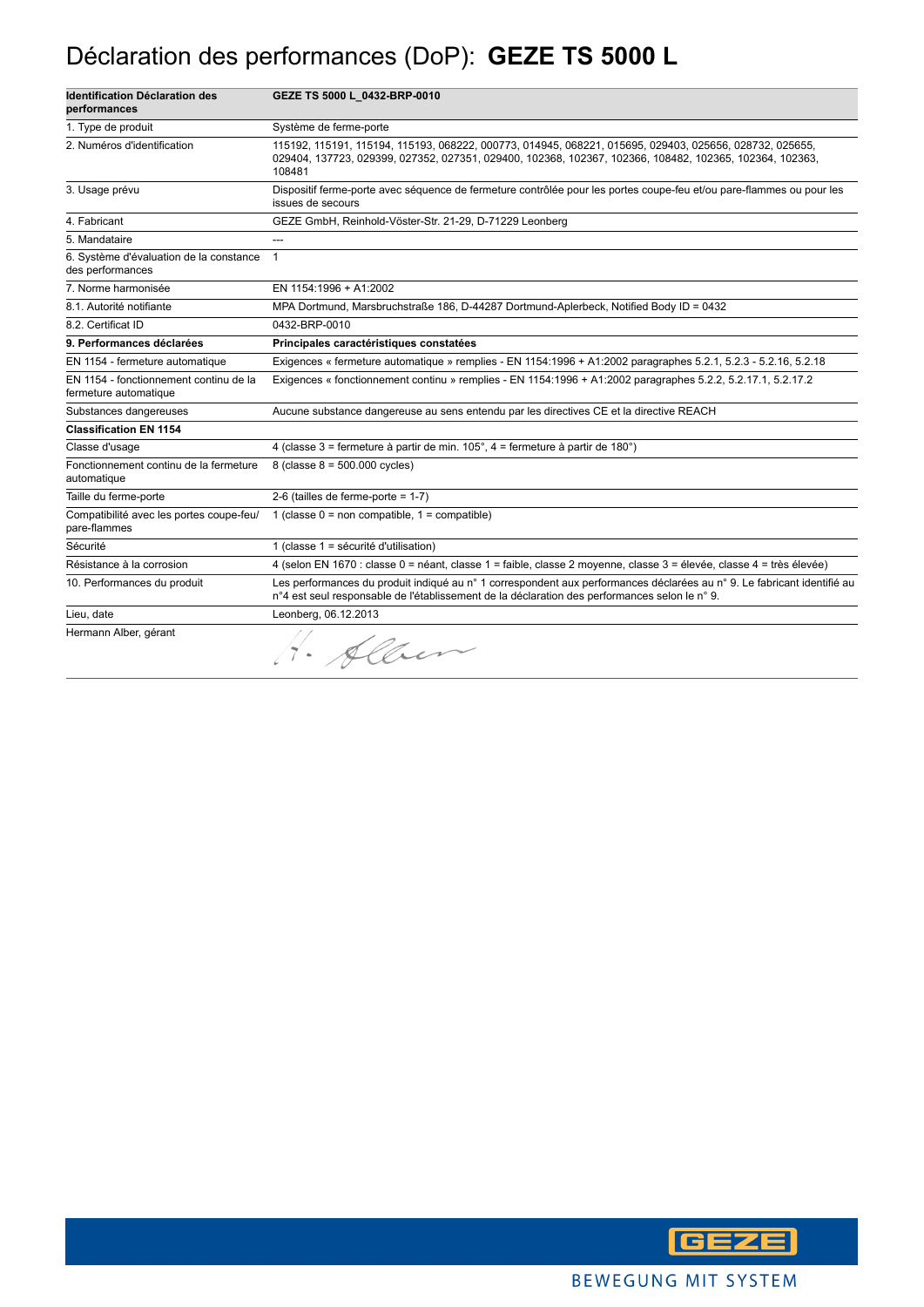# Déclaration des performances (DoP): **GEZE TS 5000 L**

| **Identification Déclaration des performances** | **GEZE TS 5000 L_0432-BRP-0010** |
|---|---|
| 1. Type de produit | Système de ferme-porte |
| 2. Numéros d'identification | 115192, 115191, 115194, 115193, 068222, 000773, 014945, 068221, 015695, 029403, 025656, 028732, 025655, 029404, 137723, 029399, 027352, 027351, 029400, 102368, 102367, 102366, 108482, 102365, 102364, 102363, 108481 |
| 3. Usage prévu | Dispositif ferme-porte avec séquence de fermeture contrôlée pour les portes coupe-feu et/ou pare-flammes ou pour les issues de secours |
| 4. Fabricant | GEZE GmbH, Reinhold-Vöster-Str. 21-29, D-71229 Leonberg |
| 5. Mandataire | --- |
| 6. Système d'évaluation de la constance des performances | 1 |
| 7. Norme harmonisée | EN 1154:1996 + A1:2002 |
| 8.1. Autorité notifiante | MPA Dortmund, Marsbruchstraße 186, D-44287 Dortmund-Aplerbeck, Notified Body ID = 0432 |
| 8.2. Certificat ID | 0432-BRP-0010 |
| **9. Performances déclarées** | **Principales caractéristiques constatées** |
| EN 1154 - fermeture automatique | Exigences « fermeture automatique » remplies - EN 1154:1996 + A1:2002 paragraphes 5.2.1, 5.2.3 - 5.2.16, 5.2.18 |
| EN 1154 - fonctionnement continu de la fermeture automatique | Exigences « fonctionnement continu » remplies - EN 1154:1996 + A1:2002 paragraphes 5.2.2, 5.2.17.1, 5.2.17.2 |
| Substances dangereuses | Aucune substance dangereuse au sens entendu par les directives CE et la directive REACH |
| **Classification EN 1154** | |
| Classe d'usage | 4 (classe 3 = fermeture à partir de min. 105°, 4 = fermeture à partir de 180°) |
| Fonctionnement continu de la fermeture automatique | 8 (classe 8 = 500.000 cycles) |
| Taille du ferme-porte | 2-6 (tailles de ferme-porte = 1-7) |
| Compatibilité avec les portes coupe-feu/ pare-flammes | 1 (classe 0 = non compatible, 1 = compatible) |
| Sécurité | 1 (classe 1 = sécurité d'utilisation) |
| Résistance à la corrosion | 4 (selon EN 1670 : classe 0 = néant, classe 1 = faible, classe 2 moyenne, classe 3 = élevée, classe 4 = très élevée) |
| 10. Performances du produit | Les performances du produit indiqué au n° 1 correspondent aux performances déclarées au n° 9. Le fabricant identifié au n°4 est seul responsable de l'établissement de la déclaration des performances selon le n° 9. |
| Lieu, date | Leonberg, 06.12.2013 |
| Hermann Alber, gérant | H. Alber |

BEWEGUNG MIT SYSTEM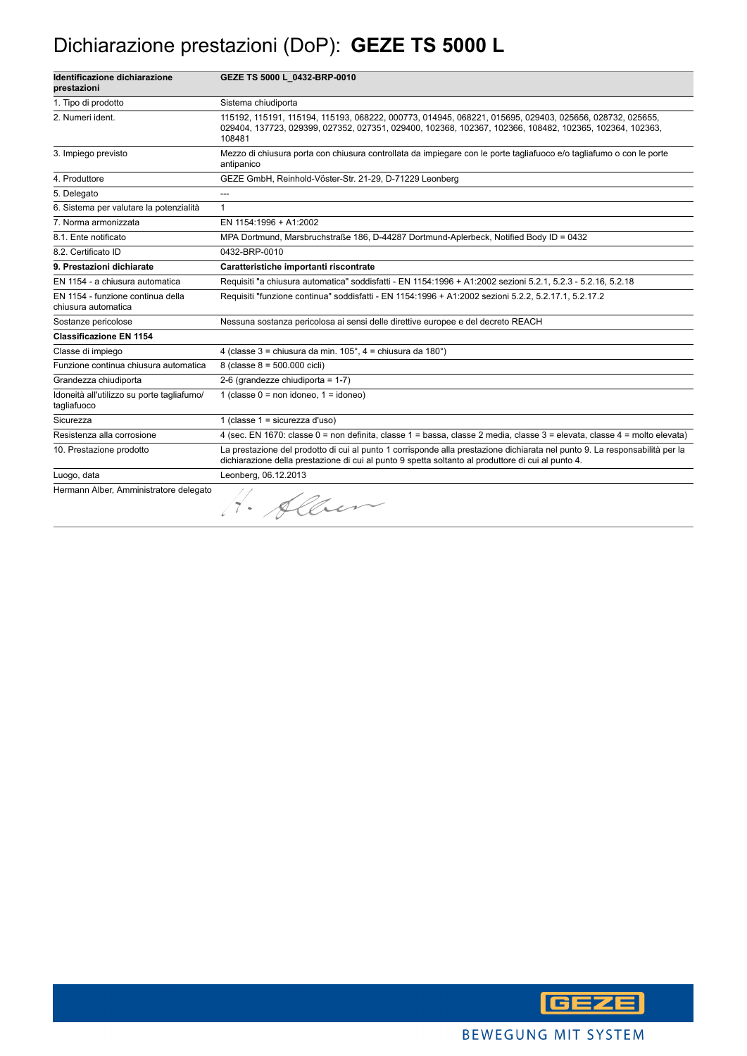# Dichiarazione prestazioni (DoP): **GEZE TS 5000 L**

| **Identificazione dichiarazione prestazioni** | **GEZE TS 5000 L_0432-BRP-0010** |
|---|---|
| 1. Tipo di prodotto | Sistema chiudiporta |
| 2. Numeri ident. | 115192, 115191, 115194, 115193, 068222, 000773, 014945, 068221, 015695, 029403, 025656, 028732, 025655, 029404, 137723, 029399, 027352, 027351, 029400, 102368, 102367, 102366, 108482, 102365, 102364, 102363, 108481 |
| 3. Impiego previsto | Mezzo di chiusura porta con chiusura controllata da impiegare con le porte tagliafuoco e/o tagliafumo o con le porte antipanico |
| 4. Produttore | GEZE GmbH, Reinhold-Vöster-Str. 21-29, D-71229 Leonberg |
| 5. Delegato | --- |
| 6. Sistema per valutare la potenzialità | 1 |
| 7. Norma armonizzata | EN 1154:1996 + A1:2002 |
| 8.1. Ente notificato | MPA Dortmund, Marsbruchstraße 186, D-44287 Dortmund-Aplerbeck, Notified Body ID = 0432 |
| 8.2. Certificato ID | 0432-BRP-0010 |
| **9. Prestazioni dichiarate** | **Caratteristiche importanti riscontrate** |
| EN 1154 - a chiusura automatica | Requisiti "a chiusura automatica" soddisfatti - EN 1154:1996 + A1:2002 sezioni 5.2.1, 5.2.3 - 5.2.16, 5.2.18 |
| EN 1154 - funzione continua della chiusura automatica | Requisiti "funzione continua" soddisfatti - EN 1154:1996 + A1:2002 sezioni 5.2.2, 5.2.17.1, 5.2.17.2 |
| Sostanze pericolose | Nessuna sostanza pericolosa ai sensi delle direttive europee e del decreto REACH |
| **Classificazione EN 1154** | |
| Classe di impiego | 4 (classe 3 = chiusura da min. 105°, 4 = chiusura da 180°) |
| Funzione continua chiusura automatica | 8 (classe 8 = 500.000 cicli) |
| Grandezza chiudiporta | 2-6 (grandezze chiudiporta = 1-7) |
| Idoneità all'utilizzo su porte tagliafumo/ tagliafuoco | 1 (classe 0 = non idoneo, 1 = idoneo) |
| Sicurezza | 1 (classe 1 = sicurezza d'uso) |
| Resistenza alla corrosione | 4 (sec. EN 1670: classe 0 = non definita, classe 1 = bassa, classe 2 media, classe 3 = elevata, classe 4 = molto elevata) |
| 10. Prestazione prodotto | La prestazione del prodotto di cui al punto 1 corrisponde alla prestazione dichiarata nel punto 9. La responsabilità per la dichiarazione della prestazione di cui al punto 9 spetta soltanto al produttore di cui al punto 4. |
| Luogo, data | Leonberg, 06.12.2013 |
| Hermann Alber, Amministratore delegato | H. Alber |

GEZE

BEWEGUNG MIT SYSTEM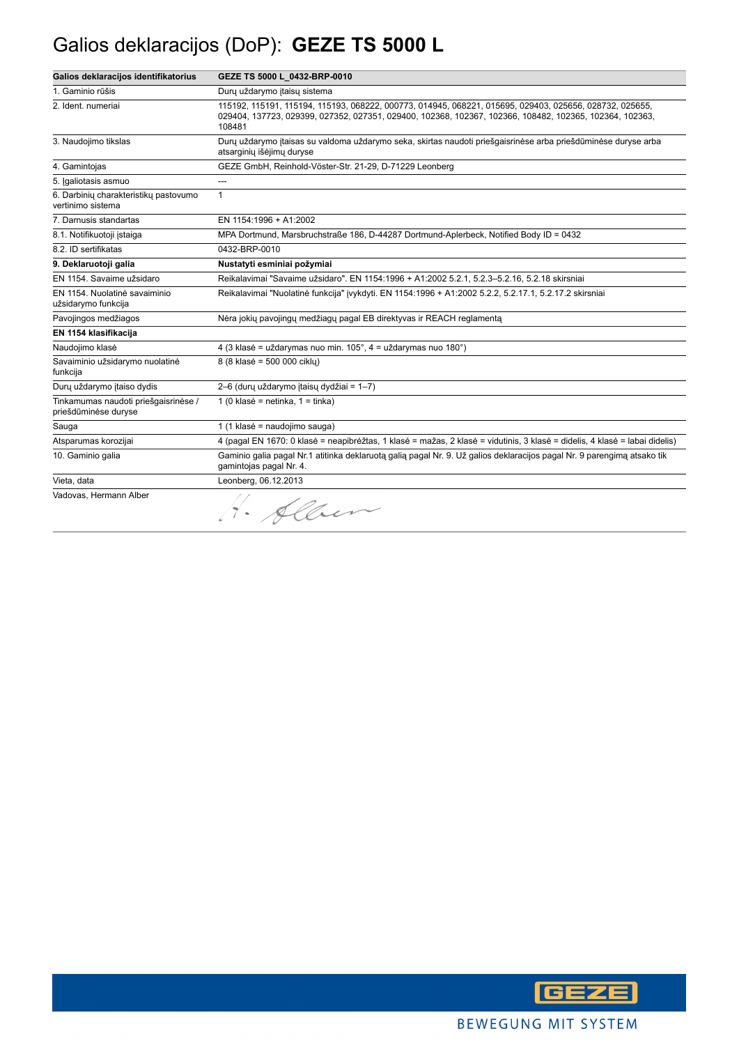# Galios deklaracijos (DoP): **GEZE TS 5000 L**

| Galios deklaracijos identifikatorius | GEZE TS 5000 L_0432-BRP-0010 |
| --- | --- |
| 1. Gaminio rūšis | Durų uždarymo įtaisų sistema |
| 2. Ident. numeriai | 115192, 115191, 115194, 115193, 068222, 000773, 014945, 068221, 015695, 029403, 025656, 028732, 025655, 029404, 137723, 029399, 027352, 027351, 029400, 102368, 102367, 102366, 108482, 102365, 102364, 102363, 108481 |
| 3. Naudojimo tikslas | Durų uždarymo įtaisas su valdoma uždarymo seka, skirtas naudoti priešgaisrinėse arba priešdūminėse duryse arba atsarginių išėjimų duryse |
| 4. Gamintojas | GEZE GmbH, Reinhold-Vöster-Str. 21-29, D-71229 Leonberg |
| 5. Įgaliotasis asmuo | --- |
| 6. Darbinių charakteristikų pastovumo vertinimo sistema | 1 |
| 7. Darnusis standartas | EN 1154:1996 + A1:2002 |
| 8.1. Notifikuotoji įstaiga | MPA Dortmund, Marsbruchstraße 186, D-44287 Dortmund-Aplerbeck, Notified Body ID = 0432 |
| 8.2. ID sertifikatas | 0432-BRP-0010 |
| **9. Deklaruotoji galia** | **Nustatyti esminiai požymiai** |
| EN 1154. Savaime užsidaro | Reikalavimai "Savaime užsidaro". EN 1154:1996 + A1:2002 5.2.1, 5.2.3–5.2.16, 5.2.18 skirsniai |
| EN 1154. Nuolatinė savaiminio užsidarymo funkcija | Reikalavimai "Nuolatinė funkcija" įvykdyti. EN 1154:1996 + A1:2002 5.2.2, 5.2.17.1, 5.2.17.2 skirsniai |
| Pavojingos medžiagos | Nėra jokių pavojingų medžiagų pagal EB direktyvas ir REACH reglamentą |
| **EN 1154 klasifikacija** | |
| Naudojimo klasė | 4 (3 klasė = uždarymas nuo min. 105°, 4 = uždarymas nuo 180°) |
| Savaiminio užsidarymo nuolatinė funkcija | 8 (8 klasė = 500 000 ciklų) |
| Durų uždarymo įtaiso dydis | 2–6 (durų uždarymo įtaisų dydžiai = 1–7) |
| Tinkamumas naudoti priešgaisrinėse / priešdūminėse duryse | 1 (0 klasė = netinka, 1 = tinka) |
| Sauga | 1 (1 klasė = naudojimo sauga) |
| Atsparumas korozijai | 4 (pagal EN 1670: 0 klasė = neapibrėžtas, 1 klasė = mažas, 2 klasė = vidutinis, 3 klasė = didelis, 4 klasė = labai didelis) |
| 10. Gaminio galia | Gaminio galia pagal Nr.1 atitinka deklaruotą galią pagal Nr. 9. Už galios deklaracijos pagal Nr. 9 parengimą atsako tik gamintojas pagal Nr. 4. |
| Vieta, data | Leonberg, 06.12.2013 |
| Vadovas, Hermann Alber | H. Alber |

GEZE

BEWEGUNG MIT SYSTEM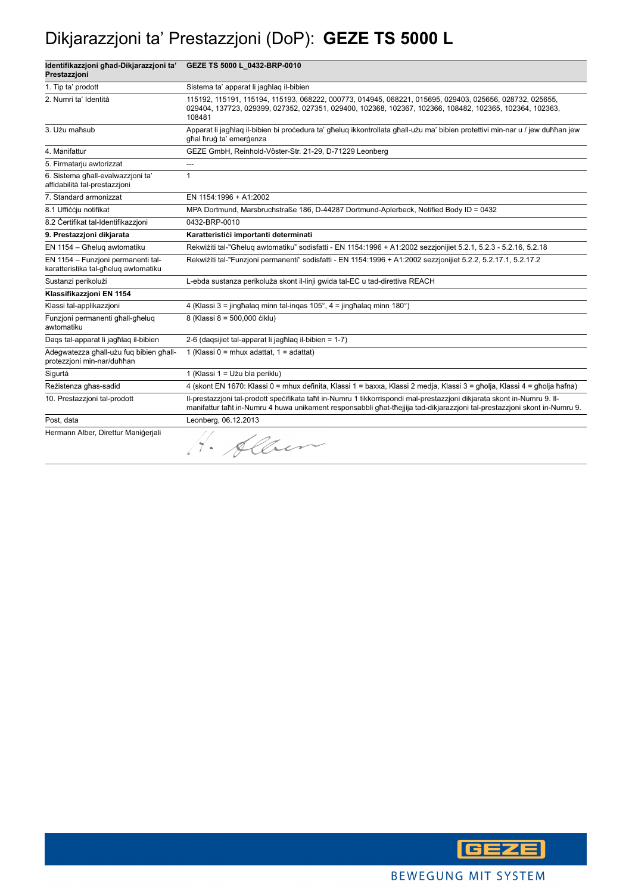# Dikjarazzjoni ta' Prestazzjoni (DoP): **GEZE TS 5000 L**

| **Identifikazzjoni għad-Dikjarazzjoni ta' Prestazzjoni** | **GEZE TS 5000 L_0432-BRP-0010** |
|---|---|
| 1. Tip ta' prodott | Sistema ta' apparat li jagħlaq il-bibien |
| 2. Numri ta' Identità | 115192, 115191, 115194, 115193, 068222, 000773, 014945, 068221, 015695, 029403, 025656, 028732, 025655, 029404, 137723, 029399, 027352, 027351, 029400, 102368, 102367, 102366, 108482, 102365, 102364, 102363, 108481 |
| 3. Użu maħsub | Apparat li jagħlaq il-bibien bi proċedura ta' għeluq ikkontrollata għall-użu ma' bibien protettivi min-nar u / jew duħħan jew għal ħruġ ta' emerġenza |
| 4. Manifattur | GEZE GmbH, Reinhold-Vöster-Str. 21-29, D-71229 Leonberg |
| 5. Firmatarju awtorizzat | --- |
| 6. Sistema għall-evalwazzjoni ta' affidabilità tal-prestazzjoni | 1 |
| 7. Standard armonizzat | EN 1154:1996 + A1:2002 |
| 8.1 Uffiċċju notifikat | MPA Dortmund, Marsbruchstraße 186, D-44287 Dortmund-Aplerbeck, Notified Body ID = 0432 |
| 8.2 Ċertifikat tal-Identifikazzjoni | 0432-BRP-0010 |
| **9. Prestazzjoni dikjarata** | **Karatteristiċi importanti determinati** |
| EN 1154 – Għeluq awtomatiku | Rekwiżiti tal-"Għeluq awtomatiku" sodisfatti - EN 1154:1996 + A1:2002 sezzjonijiet 5.2.1, 5.2.3 - 5.2.16, 5.2.18 |
| EN 1154 – Funzjoni permanenti tal-karatteristika tal-għeluq awtomatiku | Rekwiżiti tal-"Funzjoni permanenti" sodisfatti - EN 1154:1996 + A1:2002 sezzjonijiet 5.2.2, 5.2.17.1, 5.2.17.2 |
| Sustanzi perikolużi | L-ebda sustanza perikoluża skont il-linji gwida tal-EC u tad-direttiva REACH |
| **Klassifikazzjoni EN 1154** | |
| Klassi tal-applikazzjoni | 4 (Klassi 3 = jingħalaq minn tal-inqas 105°, 4 = jingħalaq minn 180°) |
| Funzjoni permanenti għall-għeluq awtomatiku | 8 (Klassi 8 = 500,000 ċiklu) |
| Daqs tal-apparat li jagħlaq il-bibien | 2-6 (daqsijiet tal-apparat li jagħlaq il-bibien = 1-7) |
| Adegwatezza għall-użu fuq bibien għall-protezzjoni min-nar/duħħan | 1 (Klassi 0 = mhux adattat, 1 = adattat) |
| Sigurtà | 1 (Klassi 1 = Użu bla periklu) |
| Reżistenza għas-sadid | 4 (skont EN 1670: Klassi 0 = mhux definita, Klassi 1 = baxxa, Klassi 2 medja, Klassi 3 = għolja, Klassi 4 = għolja ħafna) |
| 10. Prestazzjoni tal-prodott | Il-prestazzjoni tal-prodott speċifikata taħt in-Numru 1 tikkorrispondi mal-prestazzjoni dikjarata skont in-Numru 9. Il-manifattur taħt in-Numru 4 huwa unikament responsabbli għat-tħejjija tad-dikjarazzjoni tal-prestazzjoni skont in-Numru 9. |
| Post, data | Leonberg, 06.12.2013 |
| Hermann Alber, Direttur Maniġerjali | H. Alber |

GEZE

BEWEGUNG MIT SYSTEM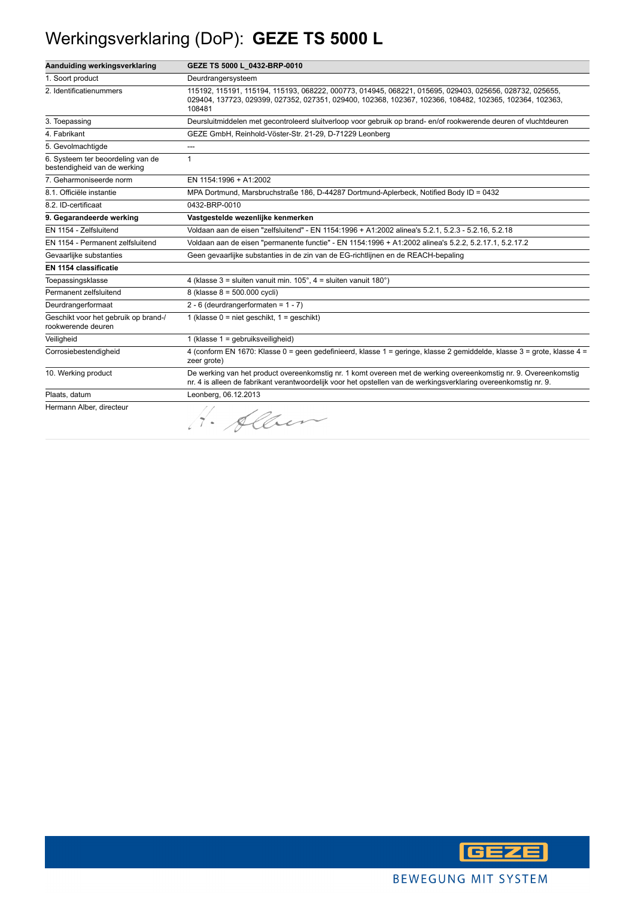# Werkingsverklaring (DoP): **GEZE TS 5000 L**

| **Aanduiding werkingsverklaring** | **GEZE TS 5000 L_0432-BRP-0010** |
| --- | --- |
| 1. Soort product | Deurdrangersysteem |
| 2. Identificatienummers | 115192, 115191, 115194, 115193, 068222, 000773, 014945, 068221, 015695, 029403, 025656, 028732, 025655, 029404, 137723, 029399, 027352, 027351, 029400, 102368, 102367, 102366, 108482, 102365, 102364, 102363, 108481 |
| 3. Toepassing | Deursluitmiddelen met gecontroleerd sluitverloop voor gebruik op brand- en/of rookwerende deuren of vluchtdeuren |
| 4. Fabrikant | GEZE GmbH, Reinhold-Vöster-Str. 21-29, D-71229 Leonberg |
| 5. Gevolmachtigde | --- |
| 6. Systeem ter beoordeling van de bestendigheid van de werking | 1 |
| 7. Geharmoniseerde norm | EN 1154:1996 + A1:2002 |
| 8.1. Officiële instantie | MPA Dortmund, Marsbruchstraße 186, D-44287 Dortmund-Aplerbeck, Notified Body ID = 0432 |
| 8.2. ID-certificaat | 0432-BRP-0010 |
| **9. Gegarandeerde werking** | **Vastgestelde wezenlijke kenmerken** |
| EN 1154 - Zelfsluitend | Voldaan aan de eisen "zelfsluitend" - EN 1154:1996 + A1:2002 alinea's 5.2.1, 5.2.3 - 5.2.16, 5.2.18 |
| EN 1154 - Permanent zelfsluitend | Voldaan aan de eisen "permanente functie" - EN 1154:1996 + A1:2002 alinea's 5.2.2, 5.2.17.1, 5.2.17.2 |
| Gevaarlijke substanties | Geen gevaarlijke substanties in de zin van de EG-richtlijnen en de REACH-bepaling |
| **EN 1154 classificatie** | |
| Toepassingsklasse | 4 (klasse 3 = sluiten vanuit min. 105°, 4 = sluiten vanuit 180°) |
| Permanent zelfsluitend | 8 (klasse 8 = 500.000 cycli) |
| Deurdrangerformaat | 2 - 6 (deurdrangerformaten = 1 - 7) |
| Geschikt voor het gebruik op brand-/ rookwerende deuren | 1 (klasse 0 = niet geschikt, 1 = geschikt) |
| Veiligheid | 1 (klasse 1 = gebruiksveiligheid) |
| Corrosiebestendigheid | 4 (conform EN 1670: Klasse 0 = geen gedefinieerd, klasse 1 = geringe, klasse 2 gemiddelde, klasse 3 = grote, klasse 4 = zeer grote) |
| 10. Werking product | De werking van het product overeenkomstig nr. 1 komt overeen met de werking overeenkomstig nr. 9. Overeenkomstig nr. 4 is alleen de fabrikant verantwoordelijk voor het opstellen van de werkingsverklaring overeenkomstig nr. 9. |
| Plaats, datum | Leonberg, 06.12.2013 |
| Hermann Alber, directeur | H. Alber |

GEZE

BEWEGUNG MIT SYSTEM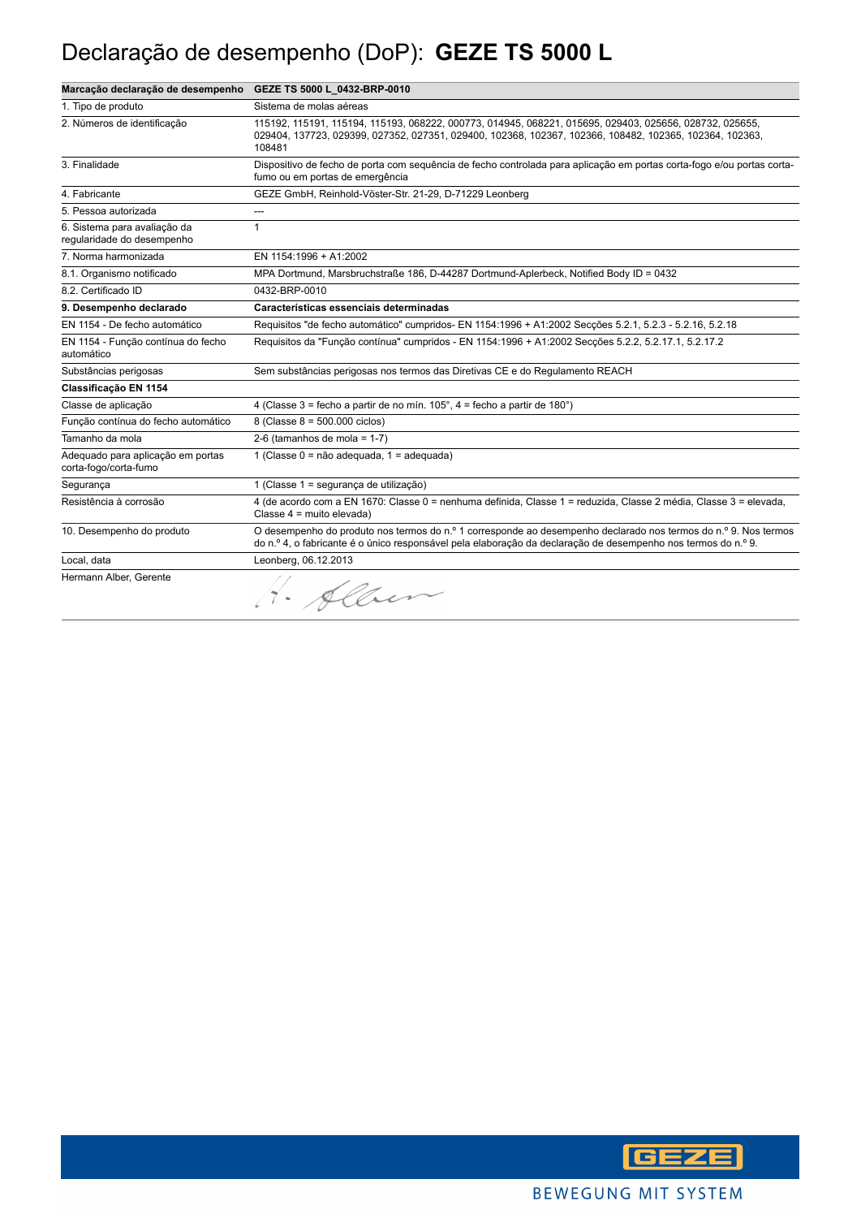# Declaração de desempenho (DoP): **GEZE TS 5000 L**

| **Marcação declaração de desempenho** | **GEZE TS 5000 L_0432-BRP-0010** |
|---|---|
| 1. Tipo de produto | Sistema de molas aéreas |
| 2. Números de identificação | 115192, 115191, 115194, 115193, 068222, 000773, 014945, 068221, 015695, 029403, 025656, 028732, 025655, 029404, 137723, 029399, 027352, 027351, 029400, 102368, 102367, 102366, 108482, 102365, 102364, 102363, 108481 |
| 3. Finalidade | Dispositivo de fecho de porta com sequência de fecho controlada para aplicação em portas corta-fogo e/ou portas corta-fumo ou em portas de emergência |
| 4. Fabricante | GEZE GmbH, Reinhold-Vöster-Str. 21-29, D-71229 Leonberg |
| 5. Pessoa autorizada | --- |
| 6. Sistema para avaliação da regularidade do desempenho | 1 |
| 7. Norma harmonizada | EN 1154:1996 + A1:2002 |
| 8.1. Organismo notificado | MPA Dortmund, Marsbruchstraße 186, D-44287 Dortmund-Aplerbeck, Notified Body ID = 0432 |
| 8.2. Certificado ID | 0432-BRP-0010 |
| **9. Desempenho declarado** | **Características essenciais determinadas** |
| EN 1154 - De fecho automático | Requisitos "de fecho automático" cumpridos- EN 1154:1996 + A1:2002 Secções 5.2.1, 5.2.3 - 5.2.16, 5.2.18 |
| EN 1154 - Função contínua do fecho automático | Requisitos da "Função contínua" cumpridos - EN 1154:1996 + A1:2002 Secções 5.2.2, 5.2.17.1, 5.2.17.2 |
| Substâncias perigosas | Sem substâncias perigosas nos termos das Diretivas CE e do Regulamento REACH |
| **Classificação EN 1154** | |
| Classe de aplicação | 4 (Classe 3 = fecho a partir de no mín. 105°, 4 = fecho a partir de 180°) |
| Função contínua do fecho automático | 8 (Classe 8 = 500.000 ciclos) |
| Tamanho da mola | 2-6 (tamanhos de mola = 1-7) |
| Adequado para aplicação em portas corta-fogo/corta-fumo | 1 (Classe 0 = não adequada, 1 = adequada) |
| Segurança | 1 (Classe 1 = segurança de utilização) |
| Resistência à corrosão | 4 (de acordo com a EN 1670: Classe 0 = nenhuma definida, Classe 1 = reduzida, Classe 2 média, Classe 3 = elevada, Classe 4 = muito elevada) |
| 10. Desempenho do produto | O desempenho do produto nos termos do n.º 1 corresponde ao desempenho declarado nos termos do n.º 9. Nos termos do n.º 4, o fabricante é o único responsável pela elaboração da declaração de desempenho nos termos do n.º 9. |
| Local, data | Leonberg, 06.12.2013 |
| Hermann Alber, Gerente | H. Alber |

GEZE

BEWEGUNG MIT SYSTEM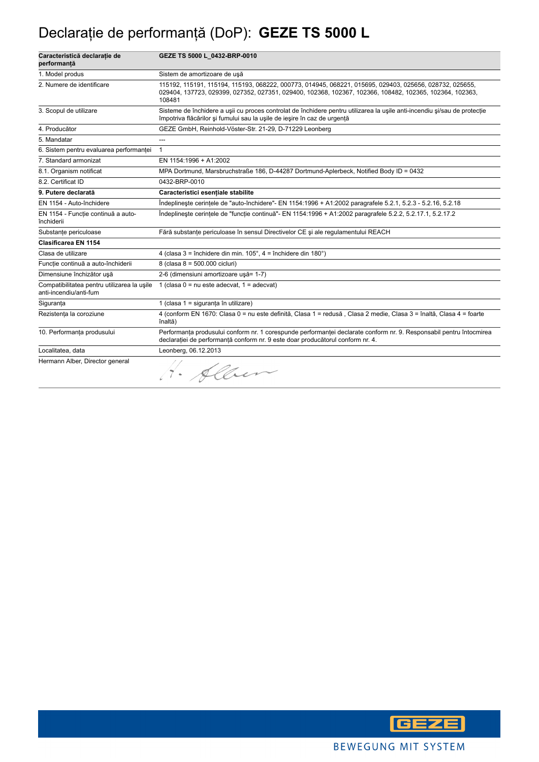# Declarație de performanță (DoP): **GEZE TS 5000 L**

| Caracteristică declarație de performanță | GEZE TS 5000 L_0432-BRP-0010 |
|---|---|
| 1. Model produs | Sistem de amortizoare de ușă |
| 2. Numere de identificare | 115192, 115191, 115194, 115193, 068222, 000773, 014945, 068221, 015695, 029403, 025656, 028732, 025655, 029404, 137723, 029399, 027352, 027351, 029400, 102368, 102367, 102366, 108482, 102365, 102364, 102363, 108481 |
| 3. Scopul de utilizare | Sisteme de închidere a uşii cu proces controlat de închidere pentru utilizarea la uşile anti-incendiu şi/sau de protecție împotriva flăcărilor şi fumului sau la uşile de ieşire în caz de urgență |
| 4. Producător | GEZE GmbH, Reinhold-Vöster-Str. 21-29, D-71229 Leonberg |
| 5. Mandatar | --- |
| 6. Sistem pentru evaluarea performanței | 1 |
| 7. Standard armonizat | EN 1154:1996 + A1:2002 |
| 8.1. Organism notificat | MPA Dortmund, Marsbruchstraße 186, D-44287 Dortmund-Aplerbeck, Notified Body ID = 0432 |
| 8.2. Certificat ID | 0432-BRP-0010 |
| **9. Putere declarată** | **Caracteristici esențiale stabilite** |
| EN 1154 - Auto-închidere | Îndeplineşte cerințele de "auto-închidere"- EN 1154:1996 + A1:2002 paragrafele 5.2.1, 5.2.3 - 5.2.16, 5.2.18 |
| EN 1154 - Funcție continuă a auto-închiderii | Îndeplineşte cerințele de "funcție continuă"- EN 1154:1996 + A1:2002 paragrafele 5.2.2, 5.2.17.1, 5.2.17.2 |
| Substanțe periculoase | Fără substanțe periculoase în sensul Directivelor CE şi ale regulamentului REACH |
| **Clasificarea EN 1154** | |
| Clasa de utilizare | 4 (clasa 3 = închidere din min. 105°, 4 = închidere din 180°) |
| Funcție continuă a auto-închiderii | 8 (clasa 8 = 500.000 cicluri) |
| Dimensiune închizător ușă | 2-6 (dimensiuni amortizoare uşă= 1-7) |
| Compatibilitatea pentru utilizarea la uşile anti-incendiu/anti-fum | 1 (clasa 0 = nu este adecvat, 1 = adecvat) |
| Siguranța | 1 (clasa 1 = siguranța în utilizare) |
| Rezistența la coroziune | 4 (conform EN 1670: Clasa 0 = nu este definită, Clasa 1 = redusă , Clasa 2 medie, Clasa 3 = înaltă, Clasa 4 = foarte înaltă) |
| 10. Performanța produsului | Performanța produsului conform nr. 1 corespunde performanței declarate conform nr. 9. Responsabil pentru întocmirea declarației de performanță conform nr. 9 este doar producătorul conform nr. 4. |
| Localitatea, data | Leonberg, 06.12.2013 |
| Hermann Alber, Director general | H. Alber |

GEZE

BEWEGUNG MIT SYSTEM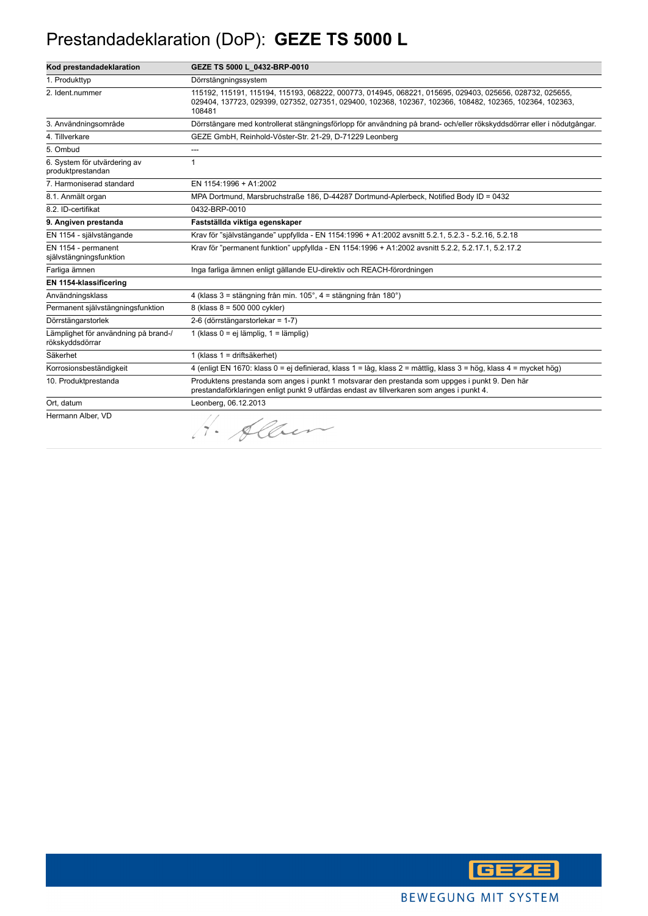# Prestandadeklaration (DoP): **GEZE TS 5000 L**

| Kod prestandadeklaration | GEZE TS 5000 L_0432-BRP-0010 |
|---|---|
| 1. Produkttyp | Dörrstängningssystem |
| 2. Ident.nummer | 115192, 115191, 115194, 115193, 068222, 000773, 014945, 068221, 015695, 029403, 025656, 028732, 025655, 029404, 137723, 029399, 027352, 027351, 029400, 102368, 102367, 102366, 108482, 102365, 102364, 102363, 108481 |
| 3. Användningsområde | Dörrstängare med kontrollerat stängningsförlopp för användning på brand- och/eller rökskyddsdörrar eller i nödutgångar. |
| 4. Tillverkare | GEZE GmbH, Reinhold-Vöster-Str. 21-29, D-71229 Leonberg |
| 5. Ombud | --- |
| 6. System för utvärdering av produktprestandan | 1 |
| 7. Harmoniserad standard | EN 1154:1996 + A1:2002 |
| 8.1. Anmält organ | MPA Dortmund, Marsbruchstraße 186, D-44287 Dortmund-Aplerbeck, Notified Body ID = 0432 |
| 8.2. ID-certifikat | 0432-BRP-0010 |
| **9. Angiven prestanda** | **Fastställda viktiga egenskaper** |
| EN 1154 - självstängande | Krav för "självstängande" uppfyllda - EN 1154:1996 + A1:2002 avsnitt 5.2.1, 5.2.3 - 5.2.16, 5.2.18 |
| EN 1154 - permanent självstängningsfunktion | Krav för "permanent funktion" uppfyllda - EN 1154:1996 + A1:2002 avsnitt 5.2.2, 5.2.17.1, 5.2.17.2 |
| Farliga ämnen | Inga farliga ämnen enligt gällande EU-direktiv och REACH-förordningen |
| **EN 1154-klassificering** | |
| Användningsklass | 4 (klass 3 = stängning från min. 105°, 4 = stängning från 180°) |
| Permanent självstängningsfunktion | 8 (klass 8 = 500 000 cykler) |
| Dörrstängarstorlek | 2-6 (dörrstängarstorlekar = 1-7) |
| Lämplighet för användning på brand-/rökskyddsdörrar | 1 (klass 0 = ej lämplig, 1 = lämplig) |
| Säkerhet | 1 (klass 1 = driftsäkerhet) |
| Korrosionsbeständigkeit | 4 (enligt EN 1670: klass 0 = ej definierad, klass 1 = låg, klass 2 = måttlig, klass 3 = hög, klass 4 = mycket hög) |
| 10. Produktprestanda | Produktens prestanda som anges i punkt 1 motsvarar den prestanda som uppges i punkt 9. Den här prestandaförklaringen enligt punkt 9 utfärdas endast av tillverkaren som anges i punkt 4. |
| Ort, datum | Leonberg, 06.12.2013 |
| Hermann Alber, VD | H. Alber |

GEZE

BEWEGUNG MIT SYSTEM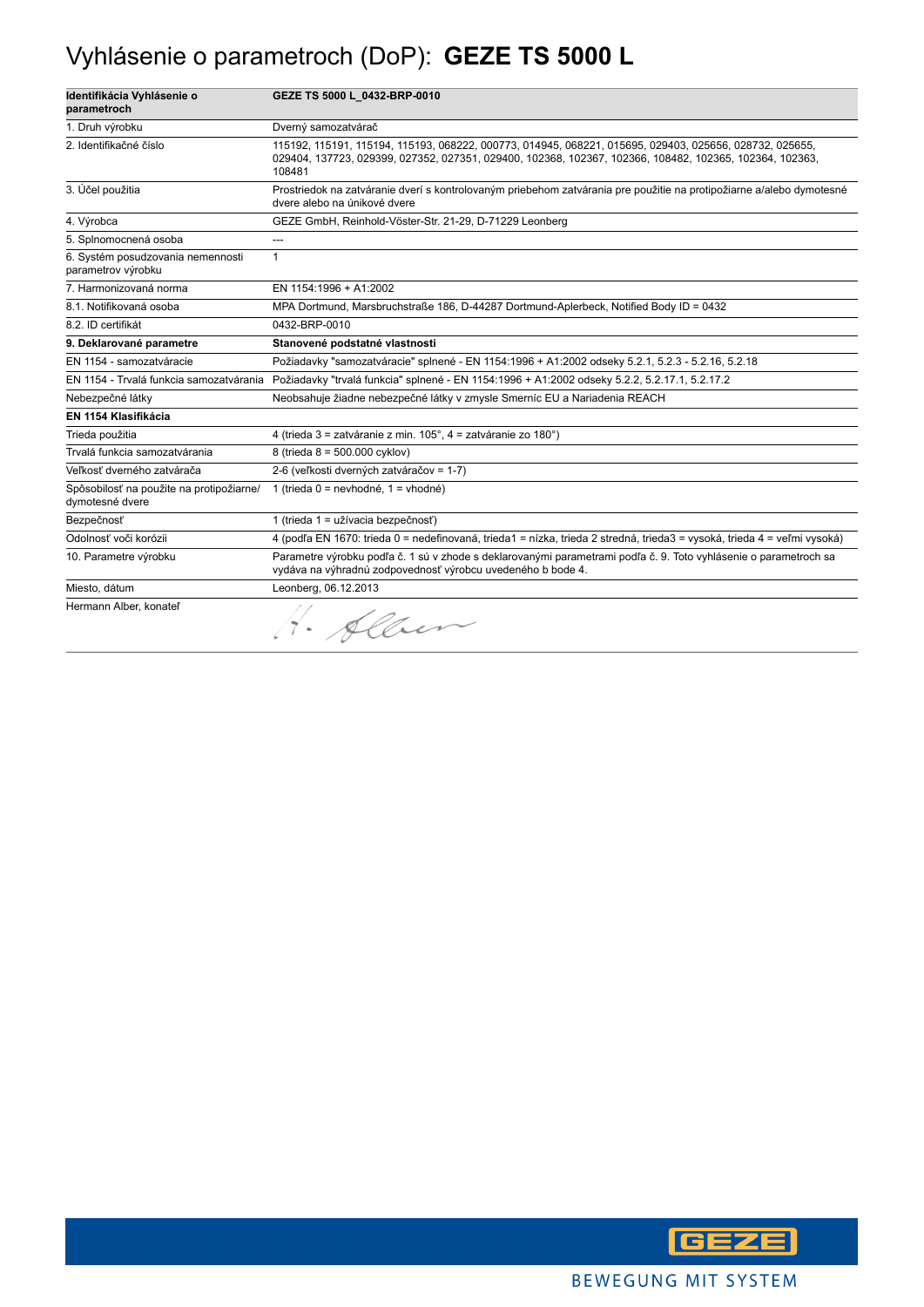# Vyhlásenie o parametroch (DoP): **GEZE TS 5000 L**

| **Identifikácia Vyhlásenie o parametroch** | **GEZE TS 5000 L_0432-BRP-0010** |
|---|---|
| 1. Druh výrobku | Dverný samozatvárač |
| 2. Identifikačné číslo | 115192, 115191, 115194, 115193, 068222, 000773, 014945, 068221, 015695, 029403, 025656, 028732, 025655, 029404, 137723, 029399, 027352, 027351, 029400, 102368, 102367, 102366, 108482, 102365, 102364, 102363, 108481 |
| 3. Účel použitia | Prostriedok na zatváranie dverí s kontrolovaným priebehom zatvárania pre použitie na protipožiarne a/alebo dymotesné dvere alebo na únikové dvere |
| 4. Výrobca | GEZE GmbH, Reinhold-Vöster-Str. 21-29, D-71229 Leonberg |
| 5. Splnomocnená osoba | --- |
| 6. Systém posudzovania nemennosti parametrov výrobku | 1 |
| 7. Harmonizovaná norma | EN 1154:1996 + A1:2002 |
| 8.1. Notifikovaná osoba | MPA Dortmund, Marsbruchstraße 186, D-44287 Dortmund-Aplerbeck, Notified Body ID = 0432 |
| 8.2. ID certifikát | 0432-BRP-0010 |
| **9. Deklarované parametre** | **Stanovené podstatné vlastnosti** |
| EN 1154 - samozatváracie | Požiadavky "samozatváracie" splnené - EN 1154:1996 + A1:2002 odseky 5.2.1, 5.2.3 - 5.2.16, 5.2.18 |
| EN 1154 - Trvalá funkcia samozatvárania | Požiadavky "trvalá funkcia" splnené - EN 1154:1996 + A1:2002 odseky 5.2.2, 5.2.17.1, 5.2.17.2 |
| Nebezpečné látky | Neobsahuje žiadne nebezpečné látky v zmysle Smerníc EU a Nariadenia REACH |
| **EN 1154 Klasifikácia** | |
| Trieda použitia | 4 (trieda 3 = zatváranie z min. 105°, 4 = zatváranie zo 180°) |
| Trvalá funkcia samozatvárania | 8 (trieda 8 = 500.000 cyklov) |
| Veľkosť dverného zatvárača | 2-6 (veľkosti dverných zatváračov = 1-7) |
| Spôsobilosť na použite na protipožiarne/ dymotesné dvere | 1 (trieda 0 = nevhodné, 1 = vhodné) |
| Bezpečnosť | 1 (trieda 1 = užívacia bezpečnosť) |
| Odolnosť voči korózii | 4 (podľa EN 1670: trieda 0 = nedefinovaná, trieda1 = nízka, trieda 2 stredná, trieda3 = vysoká, trieda 4 = veľmi vysoká) |
| 10. Parametre výrobku | Parametre výrobku podľa č. 1 sú v zhode s deklarovanými parametrami podľa č. 9. Toto vyhlásenie o parametroch sa vydáva na výhradnú zodpovednosť výrobcu uvedeného b bode 4. |
| Miesto, dátum | Leonberg, 06.12.2013 |
| Hermann Alber, konateľ | H. Alber |

GEZE

BEWEGUNG MIT SYSTEM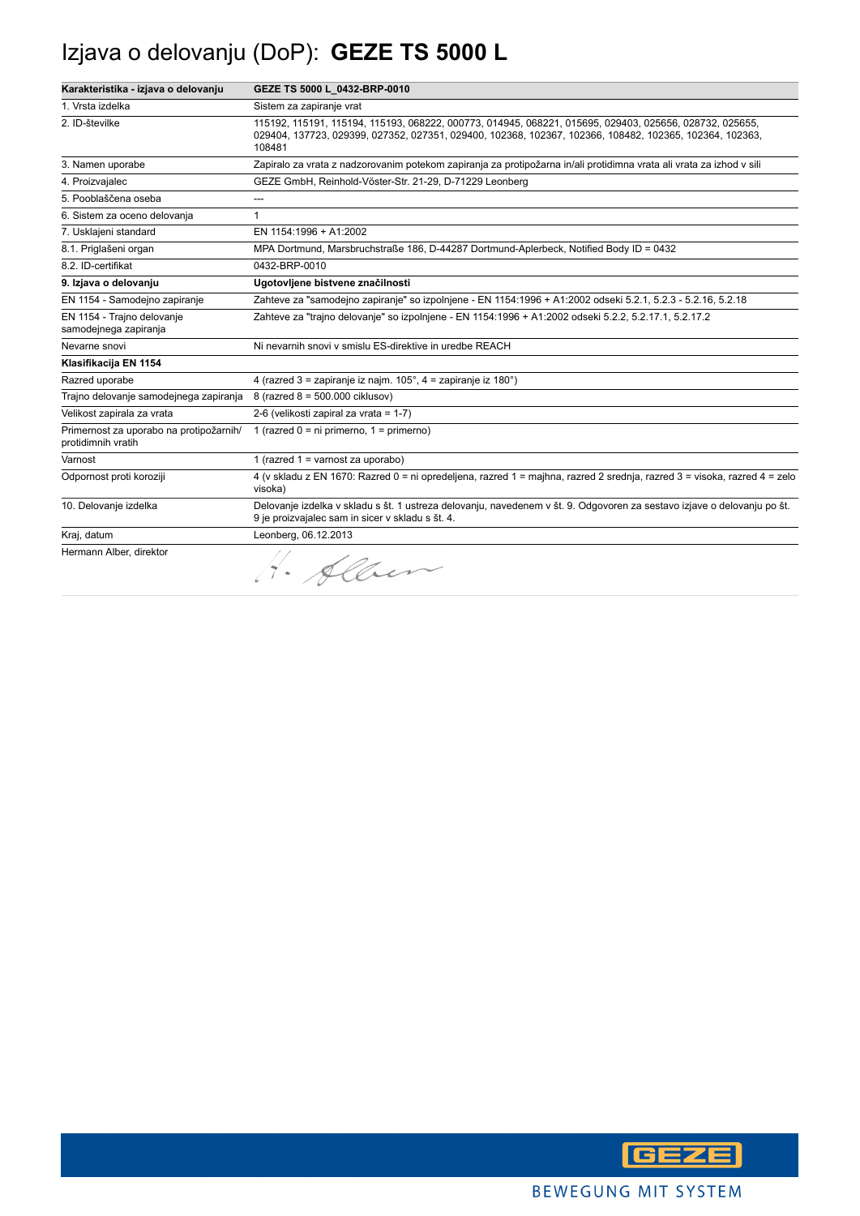# Izjava o delovanju (DoP): **GEZE TS 5000 L**

| **Karakteristika - izjava o delovanju** | **GEZE TS 5000 L_0432-BRP-0010** |
|---|---|
| 1. Vrsta izdelka | Sistem za zapiranje vrat |
| 2. ID-številke | 115192, 115191, 115194, 115193, 068222, 000773, 014945, 068221, 015695, 029403, 025656, 028732, 025655, 029404, 137723, 029399, 027352, 027351, 029400, 102368, 102367, 102366, 108482, 102365, 102364, 102363, 108481 |
| 3. Namen uporabe | Zapiralo za vrata z nadzorovanim potekom zapiranja za protipožarna in/ali protidimna vrata ali vrata za izhod v sili |
| 4. Proizvajalec | GEZE GmbH, Reinhold-Vöster-Str. 21-29, D-71229 Leonberg |
| 5. Pooblaščena oseba | --- |
| 6. Sistem za oceno delovanja | 1 |
| 7. Usklajeni standard | EN 1154:1996 + A1:2002 |
| 8.1. Priglašeni organ | MPA Dortmund, Marsbruchstraße 186, D-44287 Dortmund-Aplerbeck, Notified Body ID = 0432 |
| 8.2. ID-certifikat | 0432-BRP-0010 |
| **9. Izjava o delovanju** | **Ugotovljene bistvene značilnosti** |
| EN 1154 - Samodejno zapiranje | Zahteve za "samodejno zapiranje" so izpolnjene - EN 1154:1996 + A1:2002 odseki 5.2.1, 5.2.3 - 5.2.16, 5.2.18 |
| EN 1154 - Trajno delovanje samodejnega zapiranja | Zahteve za "trajno delovanje" so izpolnjene - EN 1154:1996 + A1:2002 odseki 5.2.2, 5.2.17.1, 5.2.17.2 |
| Nevarne snovi | Ni nevarnih snovi v smislu ES-direktive in uredbe REACH |
| **Klasifikacija EN 1154** | |
| Razred uporabe | 4 (razred 3 = zapiranje iz najm. 105°, 4 = zapiranje iz 180°) |
| Trajno delovanje samodejnega zapiranja | 8 (razred 8 = 500.000 ciklusov) |
| Velikost zapirala za vrata | 2-6 (velikosti zapiral za vrata = 1-7) |
| Primernost za uporabo na protipožarnih/ protidimnih vratih | 1 (razred 0 = ni primerno, 1 = primerno) |
| Varnost | 1 (razred 1 = varnost za uporabo) |
| Odpornost proti koroziji | 4 (v skladu z EN 1670: Razred 0 = ni opredeljena, razred 1 = majhna, razred 2 srednja, razred 3 = visoka, razred 4 = zelo visoka) |
| 10. Delovanje izdelka | Delovanje izdelka v skladu s št. 1 ustreza delovanju, navedenem v št. 9. Odgovoren za sestavo izjave o delovanju po št. 9 je proizvajalec sam in sicer v skladu s št. 4. |
| Kraj, datum | Leonberg, 06.12.2013 |
| Hermann Alber, direktor | H. Alber |

GEZE

BEWEGUNG MIT SYSTEM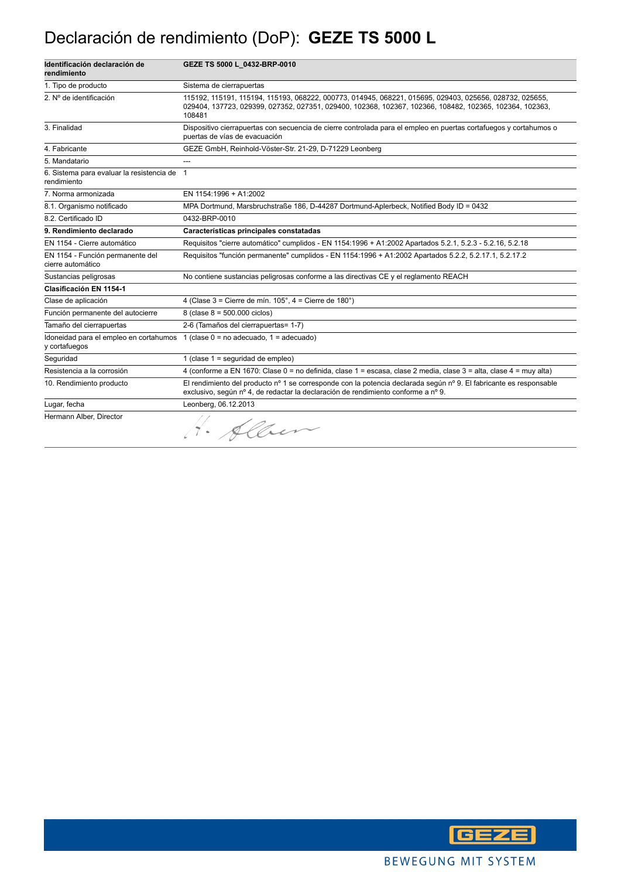# Declaración de rendimiento (DoP): **GEZE TS 5000 L**

| **Identificación declaración de rendimiento** | **GEZE TS 5000 L_0432-BRP-0010** |
|---|---|
| 1. Tipo de producto | Sistema de cierrapuertas |
| 2. Nº de identificación | 115192, 115191, 115194, 115193, 068222, 000773, 014945, 068221, 015695, 029403, 025656, 028732, 025655, 029404, 137723, 029399, 027352, 027351, 029400, 102368, 102367, 102366, 108482, 102365, 102364, 102363, 108481 |
| 3. Finalidad | Dispositivo cierrapuertas con secuencia de cierre controlada para el empleo en puertas cortafuegos y cortahumos o puertas de vías de evacuación |
| 4. Fabricante | GEZE GmbH, Reinhold-Vöster-Str. 21-29, D-71229 Leonberg |
| 5. Mandatario | --- |
| 6. Sistema para evaluar la resistencia de rendimiento | 1 |
| 7. Norma armonizada | EN 1154:1996 + A1:2002 |
| 8.1. Organismo notificado | MPA Dortmund, Marsbruchstraße 186, D-44287 Dortmund-Aplerbeck, Notified Body ID = 0432 |
| 8.2. Certificado ID | 0432-BRP-0010 |
| **9. Rendimiento declarado** | **Características principales constatadas** |
| EN 1154 - Cierre automático | Requisitos "cierre automático" cumplidos - EN 1154:1996 + A1:2002 Apartados 5.2.1, 5.2.3 - 5.2.16, 5.2.18 |
| EN 1154 - Función permanente del cierre automático | Requisitos "función permanente" cumplidos - EN 1154:1996 + A1:2002 Apartados 5.2.2, 5.2.17.1, 5.2.17.2 |
| Sustancias peligrosas | No contiene sustancias peligrosas conforme a las directivas CE y el reglamento REACH |
| **Clasificación EN 1154-1** | |
| Clase de aplicación | 4 (Clase 3 = Cierre de mín. 105°, 4 = Cierre de 180°) |
| Función permanente del autocierre | 8 (clase 8 = 500.000 ciclos) |
| Tamaño del cierrapuertas | 2-6 (Tamaños del cierrapuertas= 1-7) |
| Idoneidad para el empleo en cortahumos y cortafuegos | 1 (clase 0 = no adecuado, 1 = adecuado) |
| Seguridad | 1 (clase 1 = seguridad de empleo) |
| Resistencia a la corrosión | 4 (conforme a EN 1670: Clase 0 = no definida, clase 1 = escasa, clase 2 media, clase 3 = alta, clase 4 = muy alta) |
| 10. Rendimiento producto | El rendimiento del producto nº 1 se corresponde con la potencia declarada según nº 9. El fabricante es responsable exclusivo, según nº 4, de redactar la declaración de rendimiento conforme a nº 9. |
| Lugar, fecha | Leonberg, 06.12.2013 |
| Hermann Alber, Director | H. Alber |

GEZE

BEWEGUNG MIT SYSTEM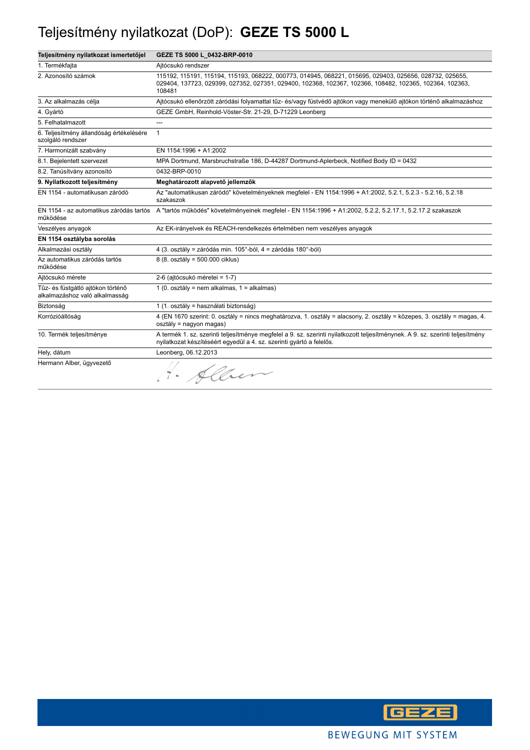# Teljesítmény nyilatkozat (DoP): **GEZE TS 5000 L**

| **Teljesítmény nyilatkozat ismertetőjel** | **GEZE TS 5000 L_0432-BRP-0010** |
|---|---|
| 1. Termékfajta | Ajtócsukó rendszer |
| 2. Azonosító számok | 115192, 115191, 115194, 115193, 068222, 000773, 014945, 068221, 015695, 029403, 025656, 028732, 025655, 029404, 137723, 029399, 027352, 027351, 029400, 102368, 102367, 102366, 108482, 102365, 102364, 102363, 108481 |
| 3. Az alkalmazás célja | Ajtócsukó ellenőrzött záródási folyamattal tűz- és/vagy füstvédő ajtókon vagy menekülő ajtókon történő alkalmazáshoz |
| 4. Gyártó | GEZE GmbH, Reinhold-Vöster-Str. 21-29, D-71229 Leonberg |
| 5. Felhatalmazott | --- |
| 6. Teljesítmény állandóság értékelésére szolgáló rendszer | 1 |
| 7. Harmonizált szabvány | EN 1154:1996 + A1:2002 |
| 8.1. Bejelentett szervezet | MPA Dortmund, Marsbruchstraße 186, D-44287 Dortmund-Aplerbeck, Notified Body ID = 0432 |
| 8.2. Tanúsítvány azonosító | 0432-BRP-0010 |
| **9. Nyilatkozott teljesítmény** | **Meghatározott alapvető jellemzők** |
| EN 1154 - automatikusan záródó | Az "automatikusan záródó" követelményeknek megfelel - EN 1154:1996 + A1:2002, 5.2.1, 5.2.3 - 5.2.16, 5.2.18 szakaszok |
| EN 1154 - az automatikus záródás tartós működése | A "tartós működés" követelményeinek megfelel - EN 1154:1996 + A1:2002, 5.2.2, 5.2.17.1, 5.2.17.2 szakaszok |
| Veszélyes anyagok | Az EK-irányelvek és REACH-rendelkezés értelmében nem veszélyes anyagok |
| **EN 1154 osztályba sorolás** | |
| Alkalmazási osztály | 4 (3. osztály = záródás min. 105°-ból, 4 = záródás 180°-ból) |
| Az automatikus záródás tartós működése | 8 (8. osztály = 500.000 ciklus) |
| Ajtócsukó mérete | 2-6 (ajtócsukó méretei = 1-7) |
| Tűz- és füstgátló ajtókon történő alkalmazáshoz való alkalmasság | 1 (0. osztály = nem alkalmas, 1 = alkalmas) |
| Biztonság | 1 (1. osztály = használati biztonság) |
| Korrózióállóság | 4 (EN 1670 szerint: 0. osztály = nincs meghatározva, 1. osztály = alacsony, 2. osztály = közepes, 3. osztály = magas, 4. osztály = nagyon magas) |
| 10. Termék teljesítménye | A termék 1. sz. szerinti teljesítménye megfelel a 9. sz. szerinti nyilatkozott teljesítménynek. A 9. sz. szerinti teljesítmény nyilatkozat készítéséért egyedül a 4. sz. szerinti gyártó a felelős. |
| Hely, dátum | Leonberg, 06.12.2013 |
| Hermann Alber, ügyvezető | H. Alber |

GEZE

BEWEGUNG MIT SYSTEM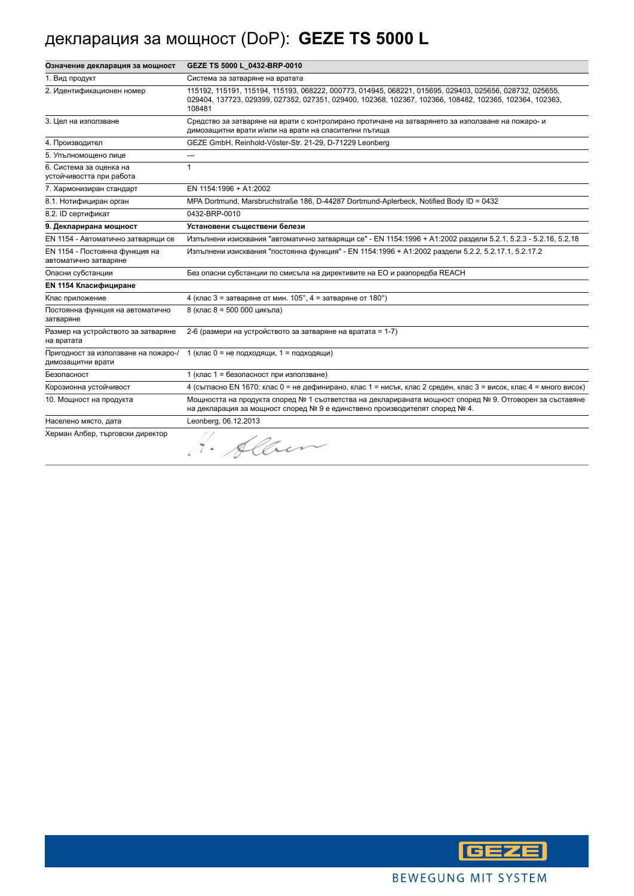# декларация за мощност (DoP): **GEZE TS 5000 L**

| Означение декларация за мощност | GEZE TS 5000 L_0432-BRP-0010 |
|---|---|
| 1. Вид продукт | Система за затваряне на вратата |
| 2. Идентификационен номер | 115192, 115191, 115194, 115193, 068222, 000773, 014945, 068221, 015695, 029403, 025656, 028732, 025655, 029404, 137723, 029399, 027352, 027351, 029400, 102368, 102367, 102366, 108482, 102365, 102364, 102363, 108481 |
| 3. Цел на използване | Средство за затваряне на врати с контролирано протичане на затварянето за използване на пожаро- и димозащитни врати и/или на врати на спасителни пътища |
| 4. Производител | GEZE GmbH, Reinhold-Vöster-Str. 21-29, D-71229 Leonberg |
| 5. Упълномощено лице | --- |
| 6. Система за оценка на устойчивостта при работа | 1 |
| 7. Хармонизиран стандарт | EN 1154:1996 + A1:2002 |
| 8.1. Нотифициран орган | MPA Dortmund, Marsbruchstraße 186, D-44287 Dortmund-Aplerbeck, Notified Body ID = 0432 |
| 8.2. ID сертификат | 0432-BRP-0010 |
| **9. Декларирана мощност** | **Установени съществени белези** |
| EN 1154 - Автоматично затварящи се | Изпълнени изисквания "автоматично затварящи се" - EN 1154:1996 + A1:2002 раздели 5.2.1, 5.2.3 - 5.2.16, 5.2.18 |
| EN 1154 - Постоянна функция на автоматично затваряне | Изпълнени изисквания "постоянна функция" - EN 1154:1996 + A1:2002 раздели 5.2.2, 5.2.17.1, 5.2.17.2 |
| Опасни субстанции | Без опасни субстанции по смисъла на директивите на ЕО и разпоредба REACH |
| **EN 1154 Класифициране** | |
| Клас приложение | 4 (клас 3 = затваряне от мин. 105°, 4 = затваряне от 180°) |
| Постоянна функция на автоматично затваряне | 8 (клас 8 = 500 000 цикъла) |
| Размер на устройството за затваряне на вратата | 2-6 (размери на устройството за затваряне на вратата = 1-7) |
| Пригодност за използване на пожаро-/ димозащитни врати | 1 (клас 0 = не подходящи, 1 = подходящи) |
| Безопасност | 1 (клас 1 = безопасност при използване) |
| Корозионна устойчивост | 4 (съгласно EN 1670: клас 0 = не дефинирано, клас 1 = нисък, клас 2 среден, клас 3 = висок, клас 4 = много висок) |
| 10. Мощност на продукта | Мощността на продукта според № 1 съответства на декларираната мощност според № 9. Отговорен за съставяне на декларация за мощност според № 9 е единствено производителят според № 4. |
| Населено място, дата | Leonberg, 06.12.2013 |
| Херман Албер, търговски директор | H. Alber |

GEZE

BEWEGUNG MIT SYSTEM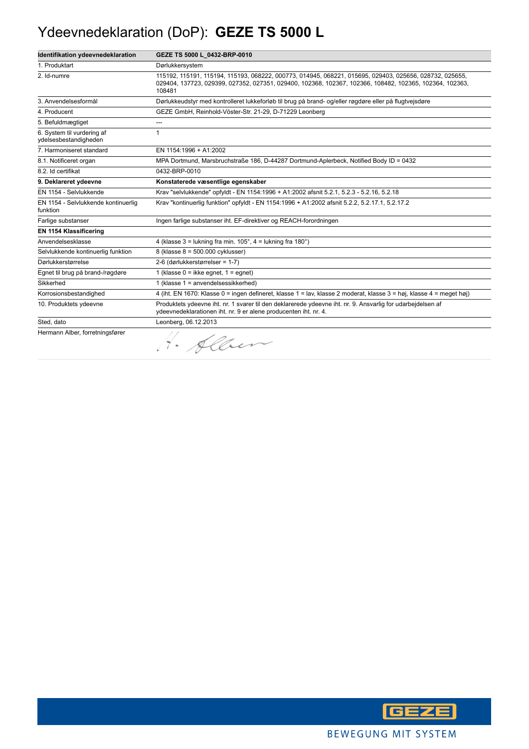# Ydeevnedeklaration (DoP): **GEZE TS 5000 L**

| Identifikation ydeevnedeklaration | GEZE TS 5000 L_0432-BRP-0010 |
| --- | --- |
| 1. Produktart | Dørlukkersystem |
| 2. Id-numre | 115192, 115191, 115194, 115193, 068222, 000773, 014945, 068221, 015695, 029403, 025656, 028732, 025655, 029404, 137723, 029399, 027352, 027351, 029400, 102368, 102367, 102366, 108482, 102365, 102364, 102363, 108481 |
| 3. Anvendelsesformål | Dørlukkeudstyr med kontrolleret lukkeforløb til brug på brand- og/eller røgdøre eller på flugtvejsdøre |
| 4. Producent | GEZE GmbH, Reinhold-Vöster-Str. 21-29, D-71229 Leonberg |
| 5. Befuldmægtiget | --- |
| 6. System til vurdering af ydelsesbestandigheden | 1 |
| 7. Harmoniseret standard | EN 1154:1996 + A1:2002 |
| 8.1. Notificeret organ | MPA Dortmund, Marsbruchstraße 186, D-44287 Dortmund-Aplerbeck, Notified Body ID = 0432 |
| 8.2. Id certifikat | 0432-BRP-0010 |
| **9. Deklareret ydeevne** | **Konstaterede væsentlige egenskaber** |
| EN 1154 - Selvlukkende | Krav "selvlukkende" opfyldt - EN 1154:1996 + A1:2002 afsnit 5.2.1, 5.2.3 - 5.2.16, 5.2.18 |
| EN 1154 - Selvlukkende kontinuerlig funktion | Krav "kontinuerlig funktion" opfyldt - EN 1154:1996 + A1:2002 afsnit 5.2.2, 5.2.17.1, 5.2.17.2 |
| Farlige substanser | Ingen farlige substanser iht. EF-direktiver og REACH-forordningen |
| **EN 1154 Klassificering** | |
| Anvendelsesklasse | 4 (klasse 3 = lukning fra min. 105°, 4 = lukning fra 180°) |
| Selvlukkende kontinuerlig funktion | 8 (klasse 8 = 500.000 cyklusser) |
| Dørlukkerstørrelse | 2-6 (dørlukkerstørrelser = 1-7) |
| Egnet til brug på brand-/røgdøre | 1 (klasse 0 = ikke egnet, 1 = egnet) |
| Sikkerhed | 1 (klasse 1 = anvendelsessikkerhed) |
| Korrosionsbestandighed | 4 (iht. EN 1670: Klasse 0 = ingen defineret, klasse 1 = lav, klasse 2 moderat, klasse 3 = høj, klasse 4 = meget høj) |
| 10. Produktets ydeevne | Produktets ydeevne iht. nr. 1 svarer til den deklarerede ydeevne iht. nr. 9. Ansvarlig for udarbejdelsen af ydeevnedeklarationen iht. nr. 9 er alene producenten iht. nr. 4. |
| Sted, dato | Leonberg, 06.12.2013 |
| Hermann Alber, forretningsfører | H. Alber |

BEWEGUNG MIT SYSTEM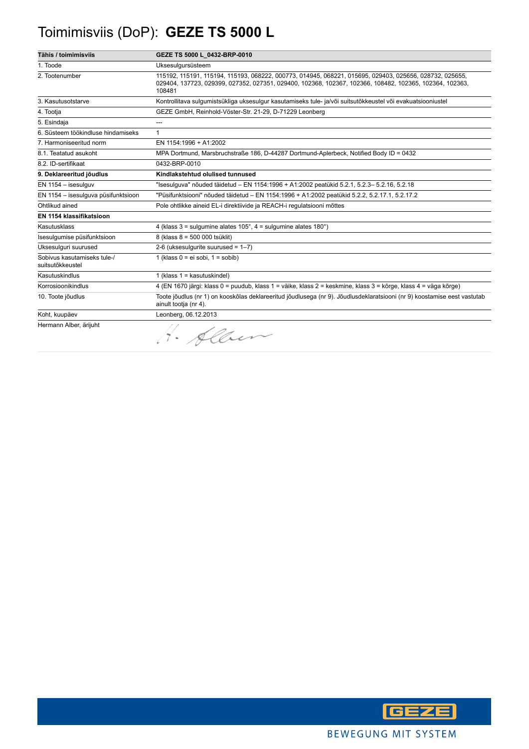# Toimimisviis (DoP): **GEZE TS 5000 L**

| **Tähis / toimimisviis** | **GEZE TS 5000 L_0432-BRP-0010** |
|---|---|
| 1. Toode | Uksesulgursüsteem |
| 2. Tootenumber | 115192, 115191, 115194, 115193, 068222, 000773, 014945, 068221, 015695, 029403, 025656, 028732, 025655, 029404, 137723, 029399, 027352, 027351, 029400, 102368, 102367, 102366, 108482, 102365, 102364, 102363, 108481 |
| 3. Kasutusotstarve | Kontrollitava sulgumistsükliga uksesulgur kasutamiseks tule- ja/või suitsutõkkeustel või evakuatsiooniustel |
| 4. Tootja | GEZE GmbH, Reinhold-Vöster-Str. 21-29, D-71229 Leonberg |
| 5. Esindaja | --- |
| 6. Süsteem töökindluse hindamiseks | 1 |
| 7. Harmoniseeritud norm | EN 1154:1996 + A1:2002 |
| 8.1. Teatatud asukoht | MPA Dortmund, Marsbruchstraße 186, D-44287 Dortmund-Aplerbeck, Notified Body ID = 0432 |
| 8.2. ID-sertifikaat | 0432-BRP-0010 |
| **9. Deklareeritud jõudlus** | **Kindlakstehtud olulised tunnused** |
| EN 1154 – isesulguv | "Isesulguva" nõuded täidetud – EN 1154:1996 + A1:2002 peatükid 5.2.1, 5.2.3– 5.2.16, 5.2.18 |
| EN 1154 – isesulguva püsifunktsioon | "Püsifunktsiooni" nõuded täidetud – EN 1154:1996 + A1:2002 peatükid 5.2.2, 5.2.17.1, 5.2.17.2 |
| Ohtlikud ained | Pole ohtlikke aineid EL-i direktiivide ja REACH-i regulatsiooni mõttes |
| **EN 1154 klassifikatsioon** | |
| Kasutusklass | 4 (klass 3 = sulgumine alates 105°, 4 = sulgumine alates 180°) |
| Isesulgumise püsifunktsioon | 8 (klass 8 = 500 000 tsüklit) |
| Uksesulguri suurused | 2-6 (uksesulgurite suurused = 1–7) |
| Sobivus kasutamiseks tule-/ suitsutõkkeustel | 1 (klass 0 = ei sobi, 1 = sobib) |
| Kasutuskindlus | 1 (klass 1 = kasutuskindel) |
| Korrosioonikindlus | 4 (EN 1670 järgi: klass 0 = puudub, klass 1 = väike, klass 2 = keskmine, klass 3 = kõrge, klass 4 = väga kõrge) |
| 10. Toote jõudlus | Toote jõudlus (nr 1) on kooskõlas deklareeritud jõudlusega (nr 9). Jõudlusdeklaratsiooni (nr 9) koostamise eest vastutab ainult tootja (nr 4). |
| Koht, kuupäev | Leonberg, 06.12.2013 |
| Hermann Alber, ärijuht | H. Alber |

GEZE

BEWEGUNG MIT SYSTEM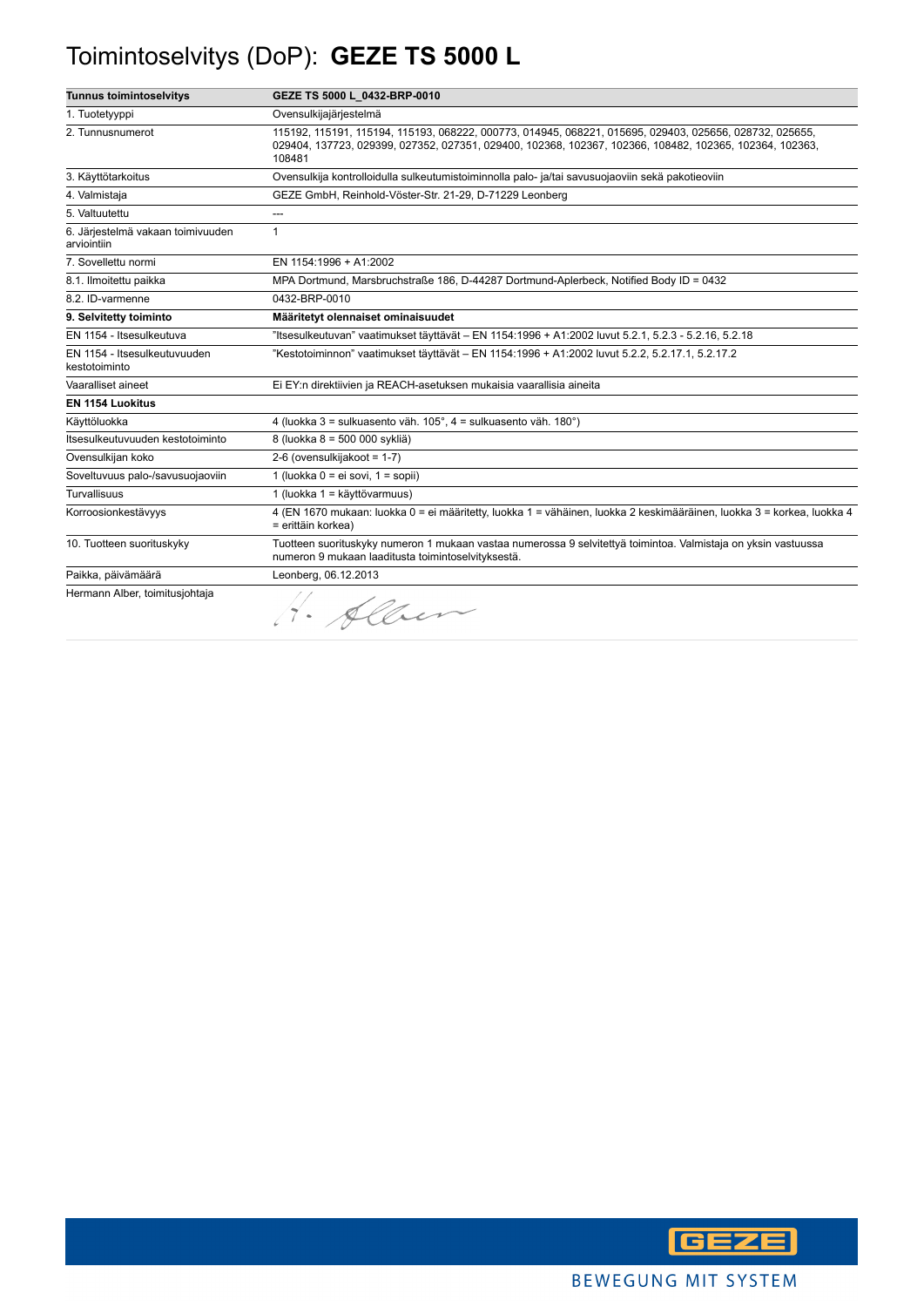# Toimintoselvitys (DoP): **GEZE TS 5000 L**

| **Tunnus toimintoselvitys** | **GEZE TS 5000 L_0432-BRP-0010** |
|---|---|
| 1. Tuotetyyppi | Ovensulkijajärjestelmä |
| 2. Tunnusnumerot | 115192, 115191, 115194, 115193, 068222, 000773, 014945, 068221, 015695, 029403, 025656, 028732, 025655, 029404, 137723, 029399, 027352, 027351, 029400, 102368, 102367, 102366, 108482, 102365, 102364, 102363, 108481 |
| 3. Käyttötarkoitus | Ovensulkija kontrolloidulla sulkeutumistoiminnolla palo- ja/tai savusuojaoviin sekä pakotieoviin |
| 4. Valmistaja | GEZE GmbH, Reinhold-Vöster-Str. 21-29, D-71229 Leonberg |
| 5. Valtuutettu | --- |
| 6. Järjestelmä vakaan toimivuuden arviointiin | 1 |
| 7. Sovellettu normi | EN 1154:1996 + A1:2002 |
| 8.1. Ilmoitettu paikka | MPA Dortmund, Marsbruchstraße 186, D-44287 Dortmund-Aplerbeck, Notified Body ID = 0432 |
| 8.2. ID-varmenne | 0432-BRP-0010 |
| **9. Selvitetty toiminto** | **Määritetyt olennaiset ominaisuudet** |
| EN 1154 - Itsesulkeutuva | "Itsesulkeutuvan" vaatimukset täyttävät – EN 1154:1996 + A1:2002 luvut 5.2.1, 5.2.3 - 5.2.16, 5.2.18 |
| EN 1154 - Itsesulkeutuvuuden kestotoiminto | "Kestotoiminnon" vaatimukset täyttävät – EN 1154:1996 + A1:2002 luvut 5.2.2, 5.2.17.1, 5.2.17.2 |
| Vaaralliset aineet | Ei EY:n direktiivien ja REACH-asetuksen mukaisia vaarallisia aineita |
| **EN 1154 Luokitus** | |
| Käyttöluokka | 4 (luokka 3 = sulkuasento väh. 105°, 4 = sulkuasento väh. 180°) |
| Itsesulkeutuvuuden kestotoiminto | 8 (luokka 8 = 500 000 sykliä) |
| Ovensulkijan koko | 2-6 (ovensulkijakoot = 1-7) |
| Soveltuvuus palo-/savusuojaoviin | 1 (luokka 0 = ei sovi, 1 = sopii) |
| Turvallisuus | 1 (luokka 1 = käyttövarmuus) |
| Korroosionkestävyys | 4 (EN 1670 mukaan: luokka 0 = ei määritetty, luokka 1 = vähäinen, luokka 2 keskimääräinen, luokka 3 = korkea, luokka 4 = erittäin korkea) |
| 10. Tuotteen suorituskyky | Tuotteen suorituskyky numeron 1 mukaan vastaa numerossa 9 selvitettyä toimintoa. Valmistaja on yksin vastuussa numeron 9 mukaan laaditusta toimintoselvityksestä. |
| Paikka, päivämäärä | Leonberg, 06.12.2013 |
| Hermann Alber, toimitusjohtaja | H. Alber |

GEZE

BEWEGUNG MIT SYSTEM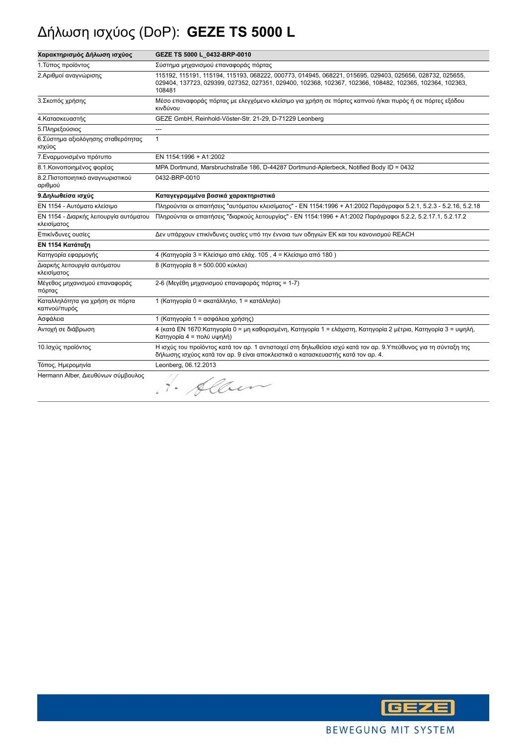# Δήλωση ισχύος (DoP): **GEZE TS 5000 L**

| Χαρακτηρισμός Δήλωση ισχύος | GEZE TS 5000 L_0432-BRP-0010 |
|---|---|
| 1.Τύπος προϊόντος | Σύστημα μηχανισμού επαναφοράς πόρτας |
| 2.Αριθμοί αναγνώρισης | 115192, 115191, 115194, 115193, 068222, 000773, 014945, 068221, 015695, 029403, 025656, 028732, 025655, 029404, 137723, 029399, 027352, 027351, 029400, 102368, 102367, 102366, 108482, 102365, 102364, 102363, 108481 |
| 3.Σκοπός χρήσης | Μέσο επαναφοράς πόρτας με ελεγχόμενο κλείσιμο για χρήση σε πόρτες καπνού ή/και πυρός ή σε πόρτες εξόδου κινδύνου |
| 4.Κατασκευαστής | GEZE GmbH, Reinhold-Vöster-Str. 21-29, D-71229 Leonberg |
| 5.Πληρεξούσιος | --- |
| 6.Σύστημα αξιολόγησης σταθερότητας ισχύος | 1 |
| 7.Εναρμονισμένο πρότυπο | EN 1154:1996 + A1:2002 |
| 8.1.Κοινοποιημένος φορέας | MPA Dortmund, Marsbruchstraße 186, D-44287 Dortmund-Aplerbeck, Notified Body ID = 0432 |
| 8.2.Πιστοποιητικό αναγνωριστικού αριθμού | 0432-BRP-0010 |
| **9.Δηλωθείσα ισχύς** | **Καταγεγραμμένα βασικά χαρακτηριστικά** |
| EN 1154 - Αυτόματο κλείσιμο | Πληρούνται οι απαιτήσεις "αυτόματου κλεισίματος" - EN 1154:1996 + A1:2002 Παράγραφοι 5.2.1, 5.2.3 - 5.2.16, 5.2.18 |
| EN 1154 - Διαρκής λειτουργία αυτόματου κλεισίματος | Πληρούνται οι απαιτήσεις "διαρκούς λειτουργίας" - EN 1154:1996 + A1:2002 Παράγραφοι 5.2.2, 5.2.17.1, 5.2.17.2 |
| Επικίνδυνες ουσίες | Δεν υπάρχουν επικίνδυνες ουσίες υπό την έννοια των οδηγιών ΕΚ και του κανονισμού REACH |
| **EN 1154 Κατάταξη** | |
| Κατηγορία εφαρμογής | 4 (Κατηγορία 3 = Κλείσιμο από ελάχ. 105 , 4 = Κλείσιμο από 180 ) |
| Διαρκής λειτουργία αυτόματου κλεισίματος | 8 (Κατηγορία 8 = 500.000 κύκλοι) |
| Μέγεθος μηχανισμού επαναφοράς πόρτας | 2-6 (Μεγέθη μηχανισμού επαναφοράς πόρτας = 1-7) |
| Καταλληλότητα για χρήση σε πόρτα καπνού/πυρός | 1 (Κατηγορία 0 = ακατάλληλο, 1 = κατάλληλο) |
| Ασφάλεια | 1 (Κατηγορία 1 = ασφάλεια χρήσης) |
| Αντοχή σε διάβρωση | 4 (κατά EN 1670:Κατηγορία 0 = μη καθορισμένη, Κατηγορία 1 = ελάχιστη, Κατηγορία 2 μέτρια, Κατηγορία 3 = υψηλή, Κατηγορία 4 = πολύ υψηλή) |
| 10.Ισχύς προϊόντος | Η ισχύς του προϊόντος κατά τον αρ. 1 αντιστοιχεί στη δηλωθείσα ισχύ κατά τον αρ. 9.Υπεύθυνος για τη σύνταξη της δήλωσης ισχύος κατά τον αρ. 9 είναι αποκλειστικά ο κατασκευαστής κατά τον αρ. 4. |
| Τόπος, Ημερομηνία | Leonberg, 06.12.2013 |
| Hermann Alber, Διευθύνων σύμβουλος | H. Alber |

GEZE

BEWEGUNG MIT SYSTEM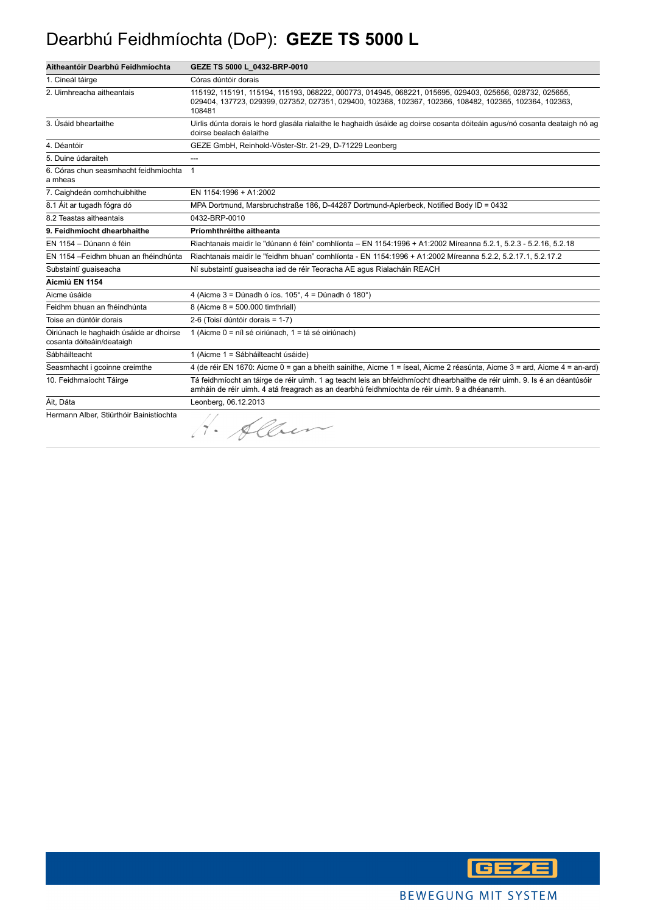# Dearbhú Feidhmíochta (DoP): **GEZE TS 5000 L**

| **Aitheantóir Dearbhú Feidhmíochta** | **GEZE TS 5000 L_0432-BRP-0010** |
| --- | --- |
| 1. Cineál táirge | Córas dúntóir dorais |
| 2. Uimhreacha aitheantais | 115192, 115191, 115194, 115193, 068222, 000773, 014945, 068221, 015695, 029403, 025656, 028732, 025655, 029404, 137723, 029399, 027352, 027351, 029400, 102368, 102367, 102366, 108482, 102365, 102364, 102363, 108481 |
| 3. Úsáid bheartaithe | Uirlis dúnta dorais le hord glasála rialaithe le haghaidh úsáide ag doirse cosanta dóiteáin agus/nó cosanta deataigh nó ag doirse bealach éalaithe |
| 4. Déantóir | GEZE GmbH, Reinhold-Vöster-Str. 21-29, D-71229 Leonberg |
| 5. Duine údaraiteh | --- |
| 6. Córas chun seasmhacht feidhmíochta a mheas | 1 |
| 7. Caighdeán comhchuibhithe | EN 1154:1996 + A1:2002 |
| 8.1 Áit ar tugadh fógra dó | MPA Dortmund, Marsbruchstraße 186, D-44287 Dortmund-Aplerbeck, Notified Body ID = 0432 |
| 8.2 Teastas aitheantais | 0432-BRP-0010 |
| **9. Feidhmíocht dhearbhaithe** | **Príomhthréithe aitheanta** |
| EN 1154 – Dúnann é féin | Riachtanais maidir le "dúnann é féin" comhlíonta – EN 1154:1996 + A1:2002 Míreanna 5.2.1, 5.2.3 - 5.2.16, 5.2.18 |
| EN 1154 –Feidhm bhuan an fhéindhúnta | Riachtanais maidir le "feidhm bhuan" comhlíonta - EN 1154:1996 + A1:2002 Míreanna 5.2.2, 5.2.17.1, 5.2.17.2 |
| Substaintí guaiseacha | Ní substaintí guaiseacha iad de réir Teoracha AE agus Rialacháin REACH |
| **Aicmiú EN 1154** | |
| Aicme úsáide | 4 (Aicme 3 = Dúnadh ó íos. 105°, 4 = Dúnadh ó 180°) |
| Feidhm bhuan an fhéindhúnta | 8 (Aicme 8 = 500.000 timthriall) |
| Toise an dúntóir dorais | 2-6 (Toisí dúntóir dorais = 1-7) |
| Oiriúnach le haghaidh úsáide ar dhoirse cosanta dóiteáin/deataigh | 1 (Aicme 0 = níl sé oiriúnach, 1 = tá sé oiriúnach) |
| Sábháilteacht | 1 (Aicme 1 = Sábháilteacht úsáide) |
| Seasmhacht i gcoinne creimthe | 4 (de réir EN 1670: Aicme 0 = gan a bheith sainithe, Aicme 1 = íseal, Aicme 2 réasúnta, Aicme 3 = ard, Aicme 4 = an-ard) |
| 10. Feidhmaíocht Táirge | Tá feidhmíocht an táirge de réir uimh. 1 ag teacht leis an bhfeidhmíocht dhearbhaithe de réir uimh. 9. Is é an déantúsóir amháin de réir uimh. 4 atá freagrach as an dearbhú feidhmíochta de réir uimh. 9 a dhéanamh. |
| Áit, Dáta | Leonberg, 06.12.2013 |
| Hermann Alber, Stiúrthóir Bainistíochta | H. Alber |

GEZE

BEWEGUNG MIT SYSTEM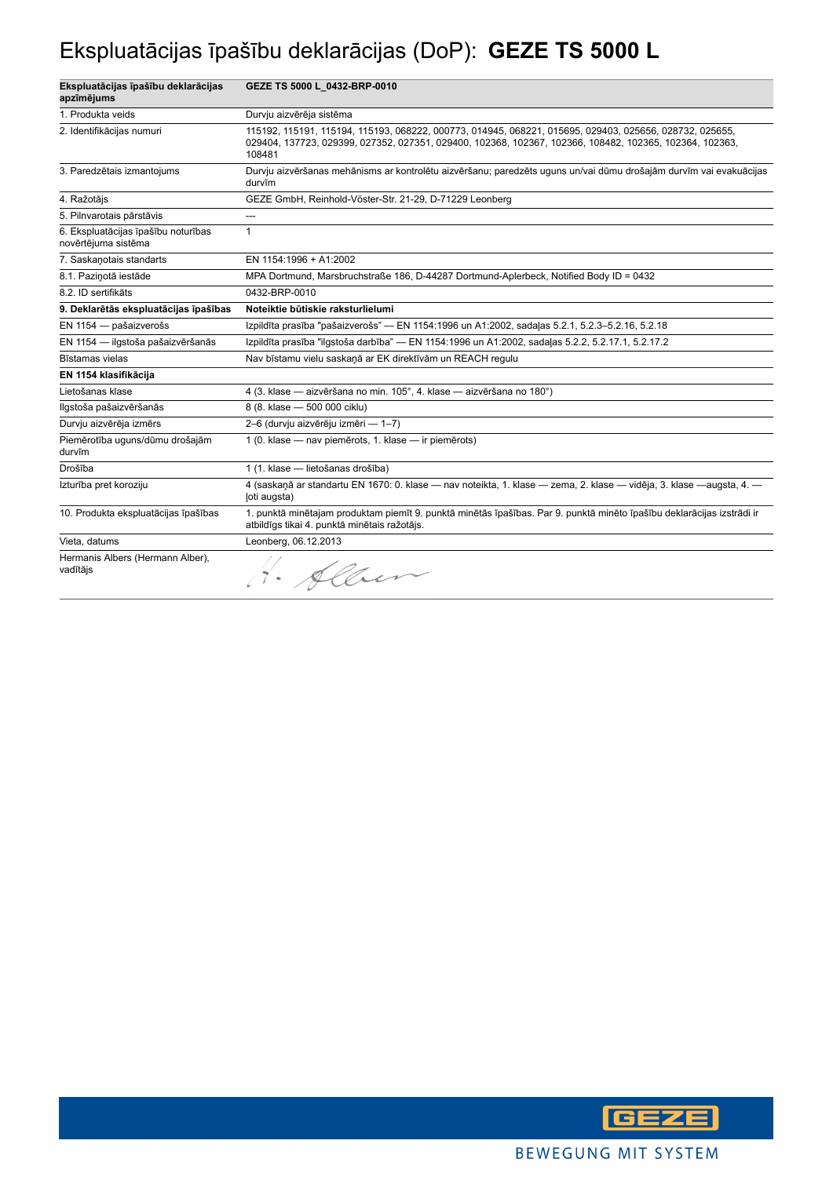# Ekspluatācijas īpašību deklarācijas (DoP): **GEZE TS 5000 L**

| **Ekspluatācijas īpašību deklarācijas apzīmējums** | **GEZE TS 5000 L_0432-BRP-0010** |
|---|---|
| 1. Produkta veids | Durvju aizvērēja sistēma |
| 2. Identifikācijas numuri | 115192, 115191, 115194, 115193, 068222, 000773, 014945, 068221, 015695, 029403, 025656, 028732, 025655, 029404, 137723, 029399, 027352, 027351, 029400, 102368, 102367, 102366, 108482, 102365, 102364, 102363, 108481 |
| 3. Paredzētais izmantojums | Durvju aizvēršanas mehānisms ar kontrolētu aizvēršanu; paredzēts uguns un/vai dūmu drošajām durvīm vai evakuācijas durvīm |
| 4. Ražotājs | GEZE GmbH, Reinhold-Vöster-Str. 21-29, D-71229 Leonberg |
| 5. Pilnvarotais pārstāvis | --- |
| 6. Ekspluatācijas īpašību noturības novērtējuma sistēma | 1 |
| 7. Saskaņotais standarts | EN 1154:1996 + A1:2002 |
| 8.1. Paziņotā iestāde | MPA Dortmund, Marsbruchstraße 186, D-44287 Dortmund-Aplerbeck, Notified Body ID = 0432 |
| 8.2. ID sertifikāts | 0432-BRP-0010 |
| **9. Deklarētās ekspluatācijas īpašības** | **Noteiktie būtiskie raksturlielumi** |
| EN 1154 — pašaizverošs | Izpildīta prasība "pašaizverošs" — EN 1154:1996 un A1:2002, sadaļas 5.2.1, 5.2.3–5.2.16, 5.2.18 |
| EN 1154 — ilgstoša pašaizvēršanās | Izpildīta prasība "ilgstoša darbība" — EN 1154:1996 un A1:2002, sadaļas 5.2.2, 5.2.17.1, 5.2.17.2 |
| Bīstamas vielas | Nav bīstamu vielu saskaņā ar EK direktīvām un REACH regulu |
| **EN 1154 klasifikācija** | |
| Lietošanas klase | 4 (3. klase — aizvēršana no min. 105°, 4. klase — aizvēršana no 180°) |
| Ilgstoša pašaizvēršanās | 8 (8. klase — 500 000 ciklu) |
| Durvju aizvērēja izmērs | 2–6 (durvju aizvērēju izmēri — 1–7) |
| Piemērotība uguns/dūmu drošajām durvīm | 1 (0. klase — nav piemērots, 1. klase — ir piemērots) |
| Drošība | 1 (1. klase — lietošanas drošība) |
| Izturība pret koroziju | 4 (saskaņā ar standartu EN 1670: 0. klase — nav noteikta, 1. klase — zema, 2. klase — vidēja, 3. klase —augsta, 4. — ļoti augsta) |
| 10. Produkta ekspluatācijas īpašības | 1. punktā minētajam produktam piemīt 9. punktā minētās īpašības. Par 9. punktā minēto īpašību deklarācijas izstrādi ir atbildīgs tikai 4. punktā minētais ražotājs. |
| Vieta, datums | Leonberg, 06.12.2013 |
| Hermanis Albers (Hermann Alber), vadītājs | H. Alber |

GEZE
BEWEGUNG MIT SYSTEM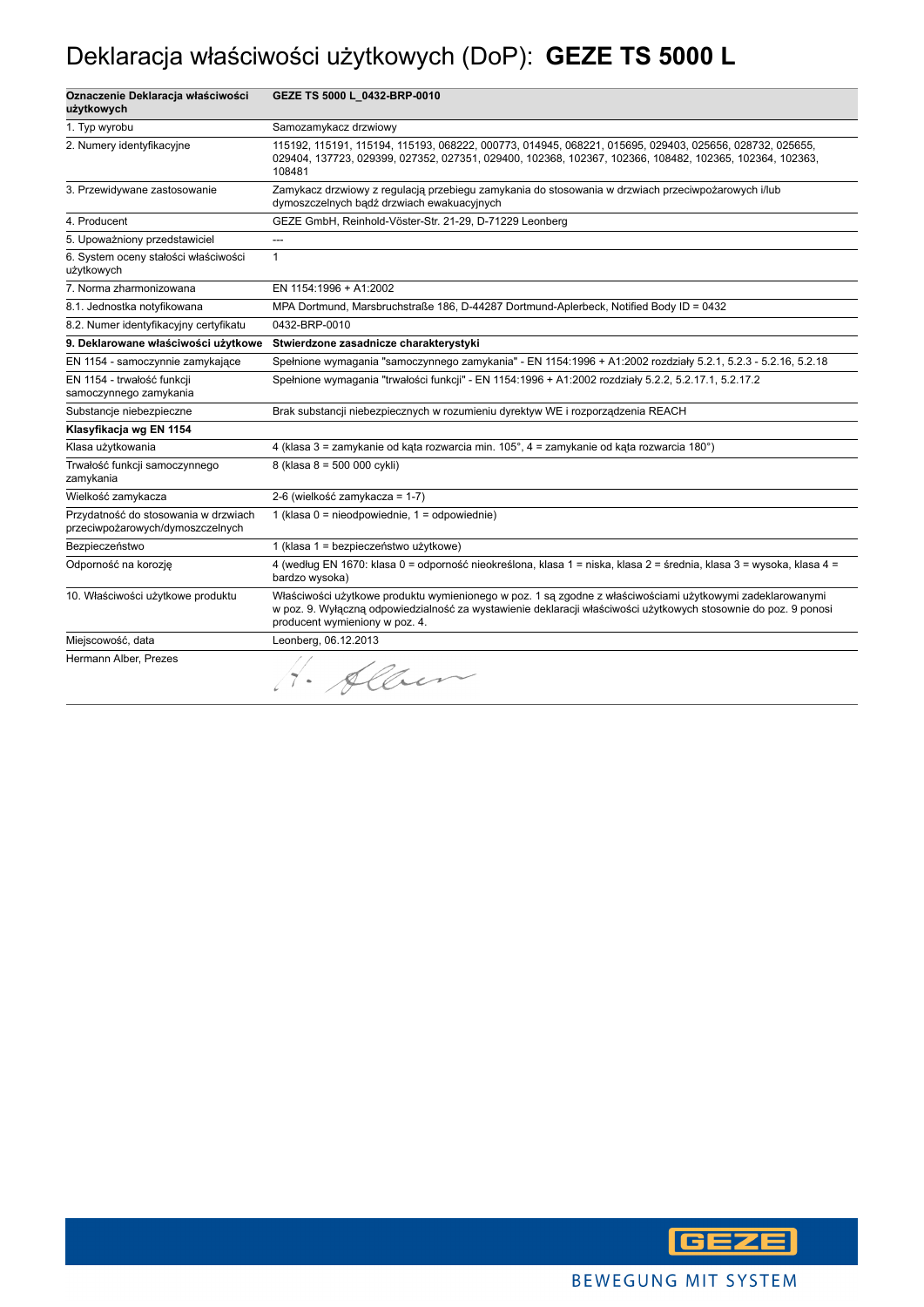# Deklaracja właściwości użytkowych (DoP): **GEZE TS 5000 L**

| **Oznaczenie Deklaracja właściwości użytkowych** | **GEZE TS 5000 L_0432-BRP-0010** |
|---|---|
| 1. Typ wyrobu | Samozamykacz drzwiowy |
| 2. Numery identyfikacyjne | 115192, 115191, 115194, 115193, 068222, 000773, 014945, 068221, 015695, 029403, 025656, 028732, 025655, 029404, 137723, 029399, 027352, 027351, 029400, 102368, 102367, 102366, 108482, 102365, 102364, 102363, 108481 |
| 3. Przewidywane zastosowanie | Zamykacz drzwiowy z regulacją przebiegu zamykania do stosowania w drzwiach przeciwpożarowych i/lub dymoszczelnych bądź drzwiach ewakuacyjnych |
| 4. Producent | GEZE GmbH, Reinhold-Vöster-Str. 21-29, D-71229 Leonberg |
| 5. Upoważniony przedstawiciel | --- |
| 6. System oceny stałości właściwości użytkowych | 1 |
| 7. Norma zharmonizowana | EN 1154:1996 + A1:2002 |
| 8.1. Jednostka notyfikowana | MPA Dortmund, Marsbruchstraße 186, D-44287 Dortmund-Aplerbeck, Notified Body ID = 0432 |
| 8.2. Numer identyfikacyjny certyfikatu | 0432-BRP-0010 |
| **9. Deklarowane właściwości użytkowe** | **Stwierdzone zasadnicze charakterystyki** |
| EN 1154 - samoczynnie zamykające | Spełnione wymagania "samoczynnego zamykania" - EN 1154:1996 + A1:2002 rozdziały 5.2.1, 5.2.3 - 5.2.16, 5.2.18 |
| EN 1154 - trwałość funkcji samoczynnego zamykania | Spełnione wymagania "trwałości funkcji" - EN 1154:1996 + A1:2002 rozdziały 5.2.2, 5.2.17.1, 5.2.17.2 |
| Substancje niebezpieczne | Brak substancji niebezpiecznych w rozumieniu dyrektyw WE i rozporządzenia REACH |
| **Klasyfikacja wg EN 1154** | |
| Klasa użytkowania | 4 (klasa 3 = zamykanie od kąta rozwarcia min. 105°, 4 = zamykanie od kąta rozwarcia 180°) |
| Trwałość funkcji samoczynnego zamykania | 8 (klasa 8 = 500 000 cykli) |
| Wielkość zamykacza | 2-6 (wielkość zamykacza = 1-7) |
| Przydatność do stosowania w drzwiach przeciwpożarowych/dymoszczelnych | 1 (klasa 0 = nieodpowiednie, 1 = odpowiednie) |
| Bezpieczeństwo | 1 (klasa 1 = bezpieczeństwo użytkowe) |
| Odporność na korozję | 4 (według EN 1670: klasa 0 = odporność nieokreślona, klasa 1 = niska, klasa 2 = średnia, klasa 3 = wysoka, klasa 4 = bardzo wysoka) |
| 10. Właściwości użytkowe produktu | Właściwości użytkowe produktu wymienionego w poz. 1 są zgodne z właściwościami użytkowymi zadeklarowanymi w poz. 9. Wyłączną odpowiedzialność za wystawienie deklaracji właściwości użytkowych stosownie do poz. 9 ponosi producent wymieniony w poz. 4. |
| Miejscowość, data | Leonberg, 06.12.2013 |
| Hermann Alber, Prezes | H. Alber |

GEZE

BEWEGUNG MIT SYSTEM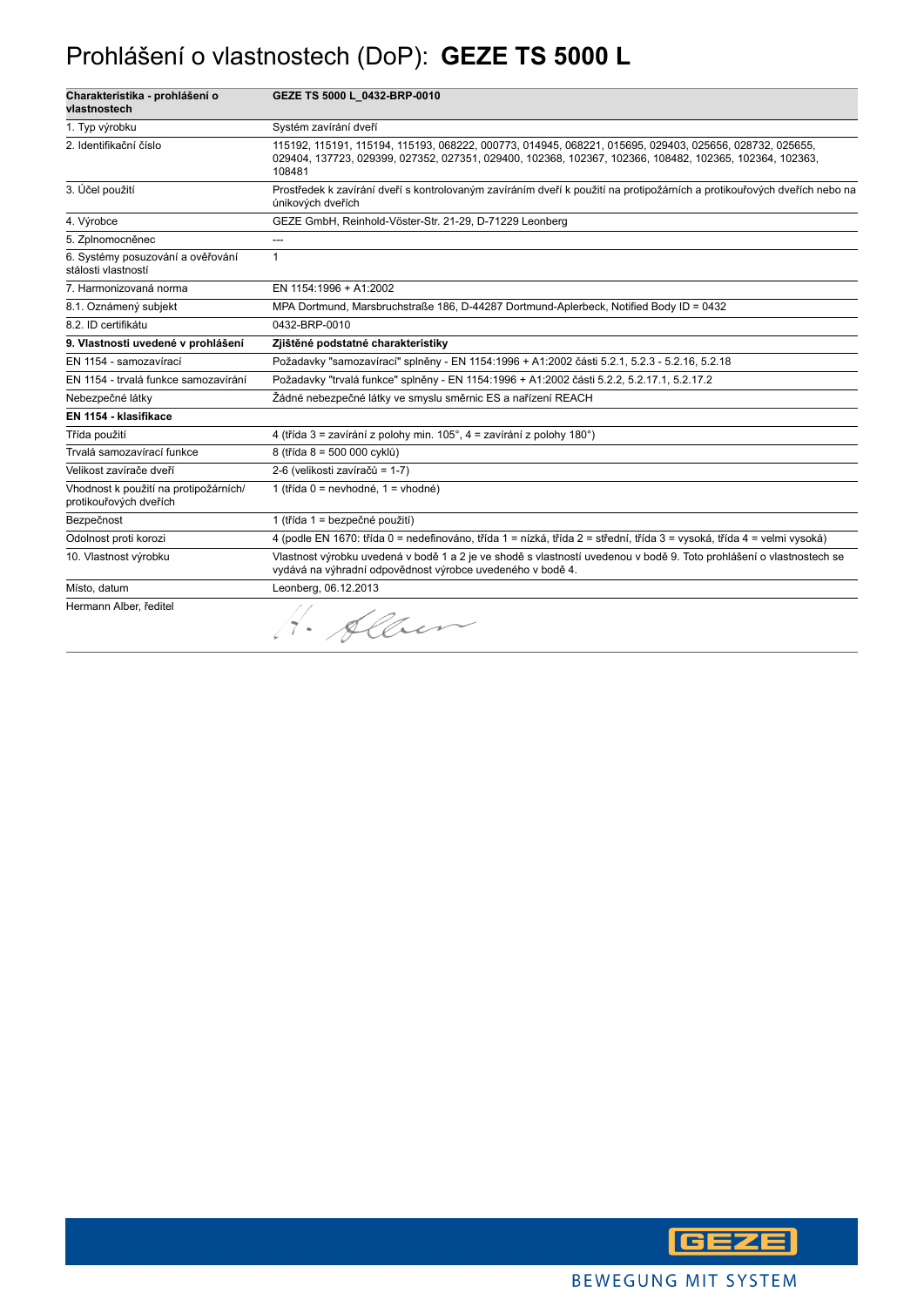# Prohlášení o vlastnostech (DoP): **GEZE TS 5000 L**

| Charakteristika - prohlášení o vlastnostech | GEZE TS 5000 L_0432-BRP-0010 |
|---|---|
| 1. Typ výrobku | Systém zavírání dveří |
| 2. Identifikační číslo | 115192, 115191, 115194, 115193, 068222, 000773, 014945, 068221, 015695, 029403, 025656, 028732, 025655, 029404, 137723, 029399, 027352, 027351, 029400, 102368, 102367, 102366, 108482, 102365, 102364, 102363, 108481 |
| 3. Účel použití | Prostředek k zavírání dveří s kontrolovaným zavíráním dveří k použití na protipožárních a protikouřových dveřích nebo na únikových dveřích |
| 4. Výrobce | GEZE GmbH, Reinhold-Vöster-Str. 21-29, D-71229 Leonberg |
| 5. Zplnomocněnec | --- |
| 6. Systémy posuzování a ověřování stálosti vlastností | 1 |
| 7. Harmonizovaná norma | EN 1154:1996 + A1:2002 |
| 8.1. Oznámený subjekt | MPA Dortmund, Marsbruchstraße 186, D-44287 Dortmund-Aplerbeck, Notified Body ID = 0432 |
| 8.2. ID certifikátu | 0432-BRP-0010 |
| **9. Vlastnosti uvedené v prohlášení** | **Zjištěné podstatné charakteristiky** |
| EN 1154 - samozavírací | Požadavky "samozavírací" splněny - EN 1154:1996 + A1:2002 části 5.2.1, 5.2.3 - 5.2.16, 5.2.18 |
| EN 1154 - trvalá funkce samozavírání | Požadavky "trvalá funkce" splněny - EN 1154:1996 + A1:2002 části 5.2.2, 5.2.17.1, 5.2.17.2 |
| Nebezpečné látky | Žádné nebezpečné látky ve smyslu směrnic ES a nařízení REACH |
| **EN 1154 - klasifikace** | |
| Třída použití | 4 (třída 3 = zavírání z polohy min. 105°, 4 = zavírání z polohy 180°) |
| Trvalá samozavírací funkce | 8 (třída 8 = 500 000 cyklů) |
| Velikost zavírače dveří | 2-6 (velikosti zavíračů = 1-7) |
| Vhodnost k použití na protipožárních/ protikouřových dveřích | 1 (třída 0 = nevhodné, 1 = vhodné) |
| Bezpečnost | 1 (třída 1 = bezpečné použití) |
| Odolnost proti korozi | 4 (podle EN 1670: třída 0 = nedefinováno, třída 1 = nízká, třída 2 = střední, třída 3 = vysoká, třída 4 = velmi vysoká) |
| 10. Vlastnost výrobku | Vlastnost výrobku uvedená v bodě 1 a 2 je ve shodě s vlastností uvedenou v bodě 9. Toto prohlášení o vlastnostech se vydává na výhradní odpovědnost výrobce uvedeného v bodě 4. |
| Místo, datum | Leonberg, 06.12.2013 |
| Hermann Alber, ředitel | H. Alber |

GEZE

BEWEGUNG MIT SYSTEM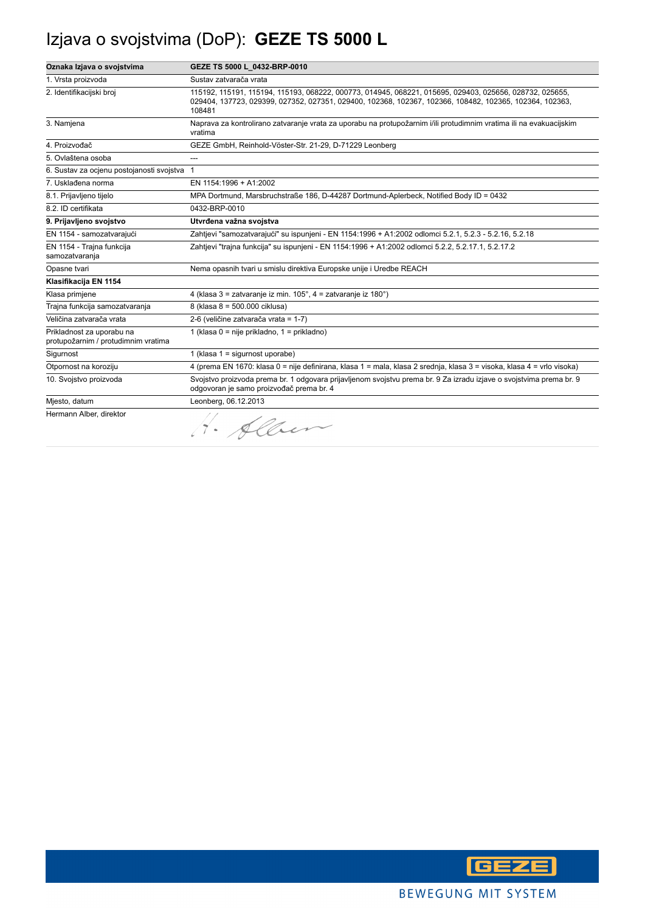# Izjava o svojstvima (DoP): **GEZE TS 5000 L**

| **Oznaka Izjava o svojstvima** | **GEZE TS 5000 L_0432-BRP-0010** |
|---|---|
| 1. Vrsta proizvoda | Sustav zatvarača vrata |
| 2. Identifikacijski broj | 115192, 115191, 115194, 115193, 068222, 000773, 014945, 068221, 015695, 029403, 025656, 028732, 025655, 029404, 137723, 029399, 027352, 027351, 029400, 102368, 102367, 102366, 108482, 102365, 102364, 102363, 108481 |
| 3. Namjena | Naprava za kontrolirano zatvaranje vrata za uporabu na protupožarnim i/ili protudimnim vratima ili na evakuacijskim vratima |
| 4. Proizvođač | GEZE GmbH, Reinhold-Vöster-Str. 21-29, D-71229 Leonberg |
| 5. Ovlaštena osoba | --- |
| 6. Sustav za ocjenu postojanosti svojstva | 1 |
| 7. Usklađena norma | EN 1154:1996 + A1:2002 |
| 8.1. Prijavljeno tijelo | MPA Dortmund, Marsbruchstraße 186, D-44287 Dortmund-Aplerbeck, Notified Body ID = 0432 |
| 8.2. ID certifikata | 0432-BRP-0010 |
| **9. Prijavljeno svojstvo** | **Utvrđena važna svojstva** |
| EN 1154 - samozatvarajući | Zahtjevi "samozatvarajući" su ispunjeni - EN 1154:1996 + A1:2002 odlomci 5.2.1, 5.2.3 - 5.2.16, 5.2.18 |
| EN 1154 - Trajna funkcija samozatvaranja | Zahtjevi "trajna funkcija" su ispunjeni - EN 1154:1996 + A1:2002 odlomci 5.2.2, 5.2.17.1, 5.2.17.2 |
| Opasne tvari | Nema opasnih tvari u smislu direktiva Europske unije i Uredbe REACH |
| **Klasifikacija EN 1154** | |
| Klasa primjene | 4 (klasa 3 = zatvaranje iz min. 105°, 4 = zatvaranje iz 180°) |
| Trajna funkcija samozatvaranja | 8 (klasa 8 = 500.000 ciklusa) |
| Veličina zatvarača vrata | 2-6 (veličine zatvarača vrata = 1-7) |
| Prikladnost za uporabu na protupožarnim / protudimnim vratima | 1 (klasa 0 = nije prikladno, 1 = prikladno) |
| Sigurnost | 1 (klasa 1 = sigurnost uporabe) |
| Otpornost na koroziju | 4 (prema EN 1670: klasa 0 = nije definirana, klasa 1 = mala, klasa 2 srednja, klasa 3 = visoka, klasa 4 = vrlo visoka) |
| 10. Svojstvo proizvoda | Svojstvo proizvoda prema br. 1 odgovara prijavljenom svojstvu prema br. 9 Za izradu izjave o svojstvima prema br. 9 odgovoran je samo proizvođač prema br. 4 |
| Mjesto, datum | Leonberg, 06.12.2013 |
| Hermann Alber, direktor | H. Alber |

GEZE

BEWEGUNG MIT SYSTEM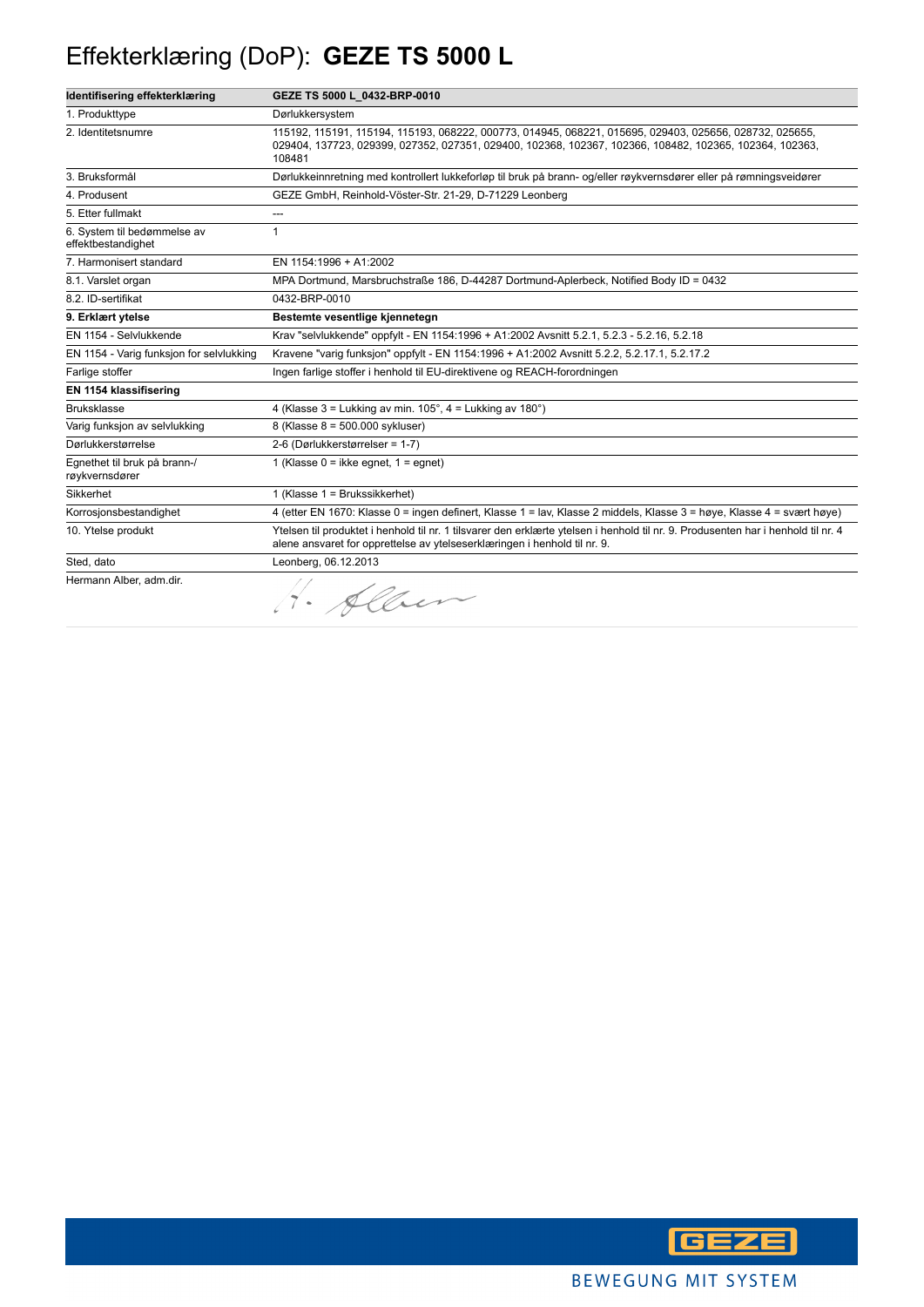# Effekterklæring (DoP): **GEZE TS 5000 L**

| **Identifisering effekterklæring** | **GEZE TS 5000 L_0432-BRP-0010** |
|---|---|
| 1. Produkttype | Dørlukkersystem |
| 2. Identitetsnumre | 115192, 115191, 115194, 115193, 068222, 000773, 014945, 068221, 015695, 029403, 025656, 028732, 025655, 029404, 137723, 029399, 027352, 027351, 029400, 102368, 102367, 102366, 108482, 102365, 102364, 102363, 108481 |
| 3. Bruksformål | Dørlukkeinnretning med kontrollert lukkeforløp til bruk på brann- og/eller røykvernsdører eller på rømningsveidører |
| 4. Produsent | GEZE GmbH, Reinhold-Vöster-Str. 21-29, D-71229 Leonberg |
| 5. Etter fullmakt | --- |
| 6. System til bedømmelse av effektbestandighet | 1 |
| 7. Harmonisert standard | EN 1154:1996 + A1:2002 |
| 8.1. Varslet organ | MPA Dortmund, Marsbruchstraße 186, D-44287 Dortmund-Aplerbeck, Notified Body ID = 0432 |
| 8.2. ID-sertifikat | 0432-BRP-0010 |
| **9. Erklært ytelse** | **Bestemte vesentlige kjennetegn** |
| EN 1154 - Selvlukkende | Krav "selvlukkende" oppfylt - EN 1154:1996 + A1:2002 Avsnitt 5.2.1, 5.2.3 - 5.2.16, 5.2.18 |
| EN 1154 - Varig funksjon for selvlukking | Kravene "varig funksjon" oppfylt - EN 1154:1996 + A1:2002 Avsnitt 5.2.2, 5.2.17.1, 5.2.17.2 |
| Farlige stoffer | Ingen farlige stoffer i henhold til EU-direktivene og REACH-forordningen |
| **EN 1154 klassifisering** | |
| Bruksklasse | 4 (Klasse 3 = Lukking av min. 105°, 4 = Lukking av 180°) |
| Varig funksjon av selvlukking | 8 (Klasse 8 = 500.000 sykluser) |
| Dørlukkerstørrelse | 2-6 (Dørlukkerstørrelser = 1-7) |
| Egnethet til bruk på brann-/røykvernsdører | 1 (Klasse 0 = ikke egnet, 1 = egnet) |
| Sikkerhet | 1 (Klasse 1 = Brukssikkerhet) |
| Korrosjonsbestandighet | 4 (etter EN 1670: Klasse 0 = ingen definert, Klasse 1 = lav, Klasse 2 middels, Klasse 3 = høye, Klasse 4 = svært høye) |
| 10. Ytelse produkt | Ytelsen til produktet i henhold til nr. 1 tilsvarer den erklærte ytelsen i henhold til nr. 9. Produsenten har i henhold til nr. 4 alene ansvaret for opprettelse av ytelseserklæringen i henhold til nr. 9. |
| Sted, dato | Leonberg, 06.12.2013 |
| Hermann Alber, adm.dir. | H. Alber |

GEZE

BEWEGUNG MIT SYSTEM